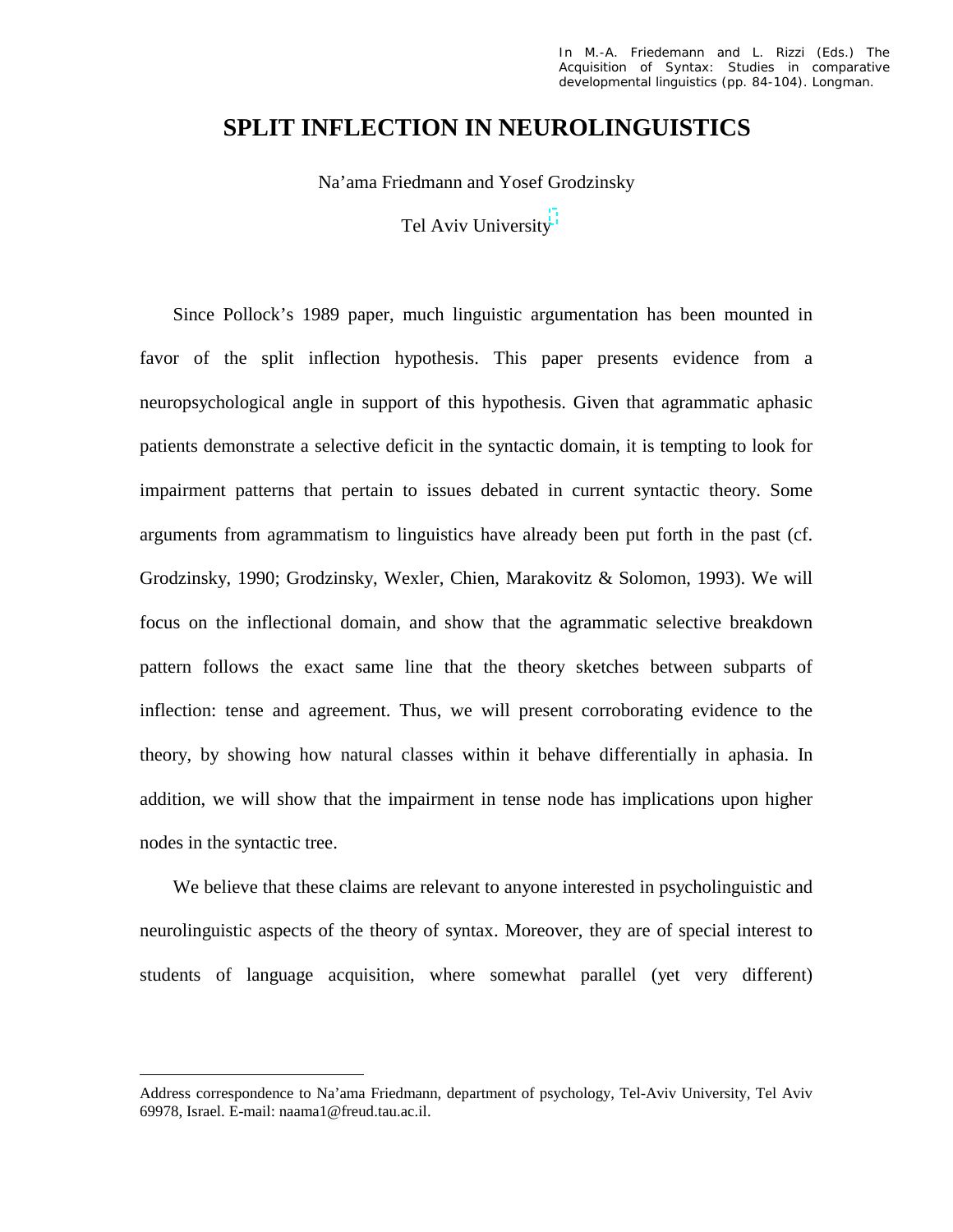In M.-A. Friedemann and L. Rizzi (Eds.) The Acquisition of Syntax: Studies in comparative developmental linguistics (pp. 84-104). Longman.

# SPLIT INFLECTION IN NEUROLINGUISTICS

Na'ama Friedmann and Yosef Grodzinsky

Tel Aviv University[1]

Since Pollock's 1989 paper, much linguistic argumentation has been mounted in favor of the split inflection hypothesis. This paper presents evidence from a neuropsychological angle in support of this hypothesis. Given that agrammatic aphasic patients demonstrate a selective deficit in the syntactic domain, it is tempting to look for impairment patterns that pertain to issues debated in current syntactic theory. Some arguments from agrammatism to linguistics have already been put forth in the past (cf. Grodzinsky, 1990; Grodzinsky, Wexler, Chien, Marakovitz & Solomon, 1993). We will focus on the inflectional domain, and show that the agrammatic selective breakdown pattern follows the exact same line that the theory sketches between subparts of inflection: tense and agreement. Thus, we will present corroborating evidence to the theory, by showing how natural classes within it behave differentially in aphasia. In addition, we will show that the impairment in tense node has implications upon higher nodes in the syntactic tree.

We believe that these claims are relevant to anyone interested in psycholinguistic and neurolinguistic aspects of the theory of syntax. Moreover, they are of special interest to students of language acquisition, where somewhat parallel (yet very different)

---

[1] Address correspondence to Na'ama Friedmann, department of psychology, Tel-Aviv University, Tel Aviv 69978, Israel. E-mail: naama1@freud.tau.ac.il.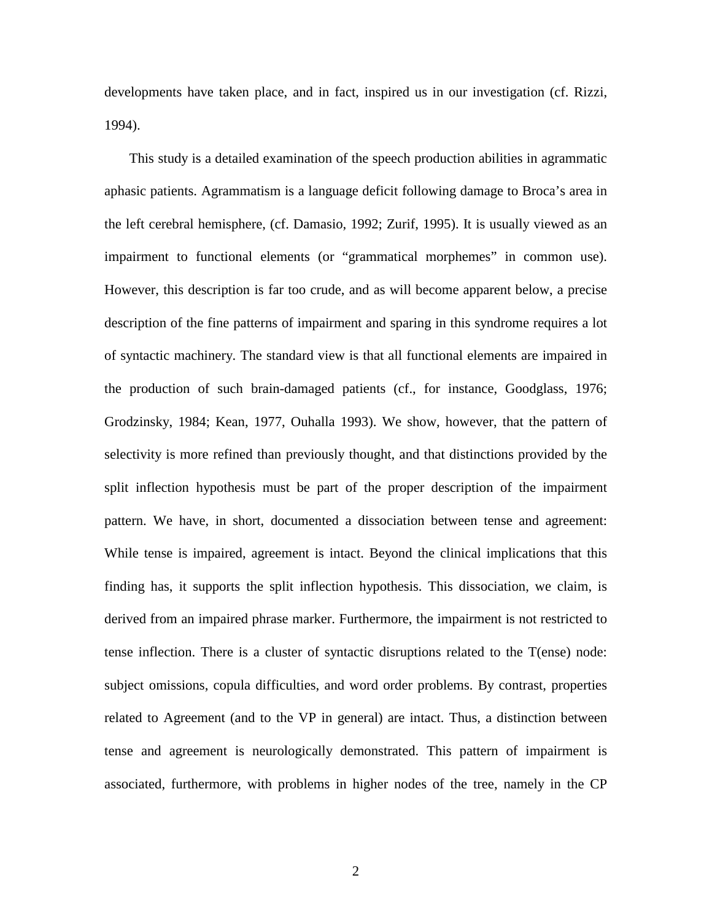developments have taken place, and in fact, inspired us in our investigation (cf. Rizzi, 1994).

This study is a detailed examination of the speech production abilities in agrammatic aphasic patients. Agrammatism is a language deficit following damage to Broca's area in the left cerebral hemisphere, (cf. Damasio, 1992; Zurif, 1995). It is usually viewed as an impairment to functional elements (or "grammatical morphemes" in common use). However, this description is far too crude, and as will become apparent below, a precise description of the fine patterns of impairment and sparing in this syndrome requires a lot of syntactic machinery. The standard view is that all functional elements are impaired in the production of such brain-damaged patients (cf., for instance, Goodglass, 1976; Grodzinsky, 1984; Kean, 1977, Ouhalla 1993). We show, however, that the pattern of selectivity is more refined than previously thought, and that distinctions provided by the split inflection hypothesis must be part of the proper description of the impairment pattern. We have, in short, documented a dissociation between tense and agreement: While tense is impaired, agreement is intact. Beyond the clinical implications that this finding has, it supports the split inflection hypothesis. This dissociation, we claim, is derived from an impaired phrase marker. Furthermore, the impairment is not restricted to tense inflection. There is a cluster of syntactic disruptions related to the T(ense) node: subject omissions, copula difficulties, and word order problems. By contrast, properties related to Agreement (and to the VP in general) are intact. Thus, a distinction between tense and agreement is neurologically demonstrated. This pattern of impairment is associated, furthermore, with problems in higher nodes of the tree, namely in the CP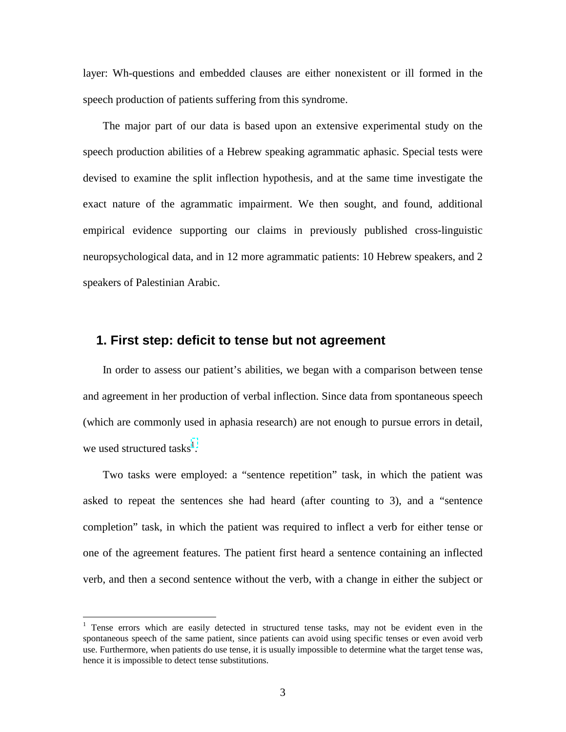layer: Wh-questions and embedded clauses are either nonexistent or ill formed in the speech production of patients suffering from this syndrome.

The major part of our data is based upon an extensive experimental study on the speech production abilities of a Hebrew speaking agrammatic aphasic. Special tests were devised to examine the split inflection hypothesis, and at the same time investigate the exact nature of the agrammatic impairment. We then sought, and found, additional empirical evidence supporting our claims in previously published cross-linguistic neuropsychological data, and in 12 more agrammatic patients: 10 Hebrew speakers, and 2 speakers of Palestinian Arabic.

## 1. First step: deficit to tense but not agreement

In order to assess our patient's abilities, we began with a comparison between tense and agreement in her production of verbal inflection. Since data from spontaneous speech (which are commonly used in aphasia research) are not enough to pursue errors in detail, we used structured tasks[1].

Two tasks were employed: a "sentence repetition" task, in which the patient was asked to repeat the sentences she had heard (after counting to 3), and a "sentence completion" task, in which the patient was required to inflect a verb for either tense or one of the agreement features. The patient first heard a sentence containing an inflected verb, and then a second sentence without the verb, with a change in either the subject or

---

[1] Tense errors which are easily detected in structured tense tasks, may not be evident even in the spontaneous speech of the same patient, since patients can avoid using specific tenses or even avoid verb use. Furthermore, when patients do use tense, it is usually impossible to determine what the target tense was, hence it is impossible to detect tense substitutions.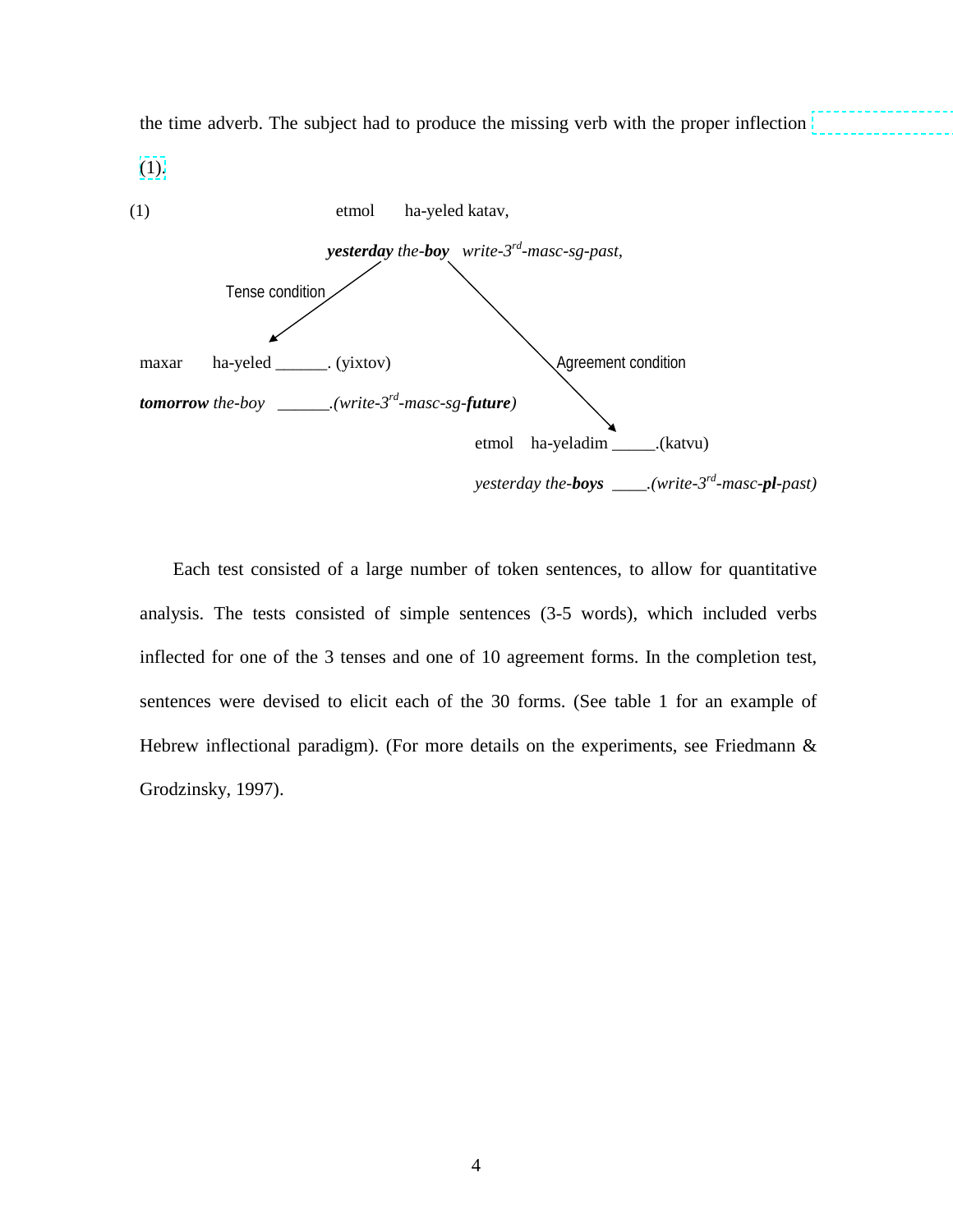the time adverb. The subject had to produce the missing verb with the proper inflection (1).

(1)

etmol ha-yeled katav,
***yesterday*** *the-**boy*** *write-3rd-masc-sg-past,*

Tense condition

maxar ha-yeled ______. (yixtov)
***tomorrow*** *the-boy ______.(write-3rd-masc-sg-**future**)*

Agreement condition

etmol ha-yeladim _____.(katvu)
*yesterday the-**boys** ____.(write-3rd-masc-**pl**-past)*

Each test consisted of a large number of token sentences, to allow for quantitative analysis. The tests consisted of simple sentences (3-5 words), which included verbs inflected for one of the 3 tenses and one of 10 agreement forms. In the completion test, sentences were devised to elicit each of the 30 forms. (See table 1 for an example of Hebrew inflectional paradigm). (For more details on the experiments, see Friedmann & Grodzinsky, 1997).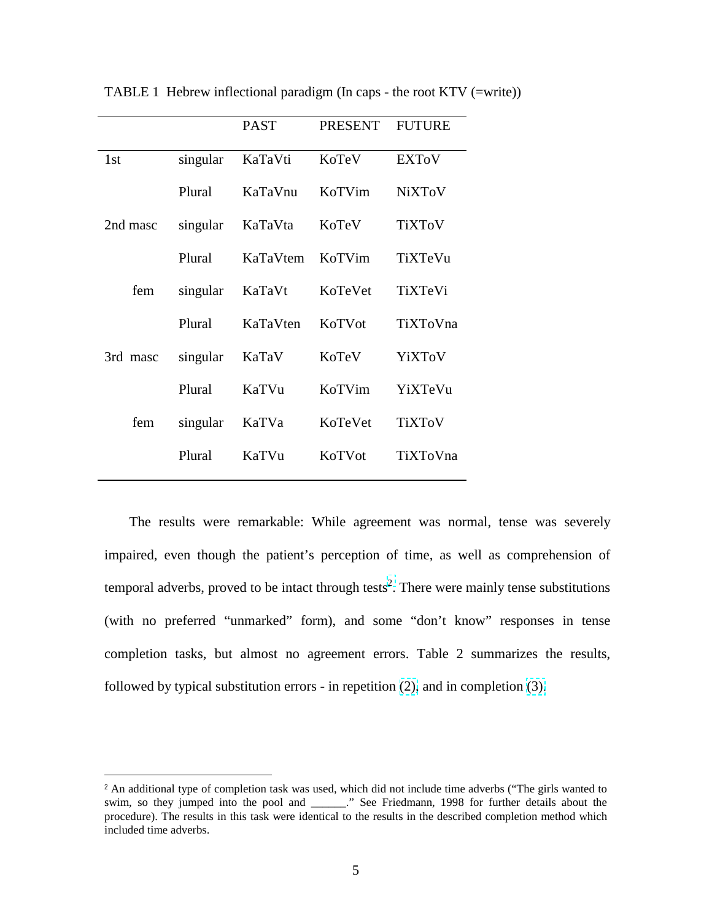TABLE 1 Hebrew inflectional paradigm (In caps - the root KTV (=write))

| | | PAST | PRESENT | FUTURE |
|---|---|---|---|---|
| 1st | singular | KaTaVti | KoTeV | EXToV |
| | Plural | KaTaVnu | KoTVim | NiXToV |
| 2nd masc | singular | KaTaVta | KoTeV | TiXToV |
| | Plural | KaTaVtem | KoTVim | TiXTeVu |
| fem | singular | KaTaVt | KoTeVet | TiXTeVi |
| | Plural | KaTaVten | KoTVot | TiXToVna |
| 3rd masc | singular | KaTaV | KoTeV | YiXToV |
| | Plural | KaTVu | KoTVim | YiXTeVu |
| fem | singular | KaTVa | KoTeVet | TiXToV |
| | Plural | KaTVu | KoTVot | TiXToVna |

The results were remarkable: While agreement was normal, tense was severely impaired, even though the patient's perception of time, as well as comprehension of temporal adverbs, proved to be intact through tests[2]. There were mainly tense substitutions (with no preferred "unmarked" form), and some "don't know" responses in tense completion tasks, but almost no agreement errors. Table 2 summarizes the results, followed by typical substitution errors - in repetition (2), and in completion (3).

[2] An additional type of completion task was used, which did not include time adverbs ("The girls wanted to swim, so they jumped into the pool and ______." See Friedmann, 1998 for further details about the procedure). The results in this task were identical to the results in the described completion method which included time adverbs.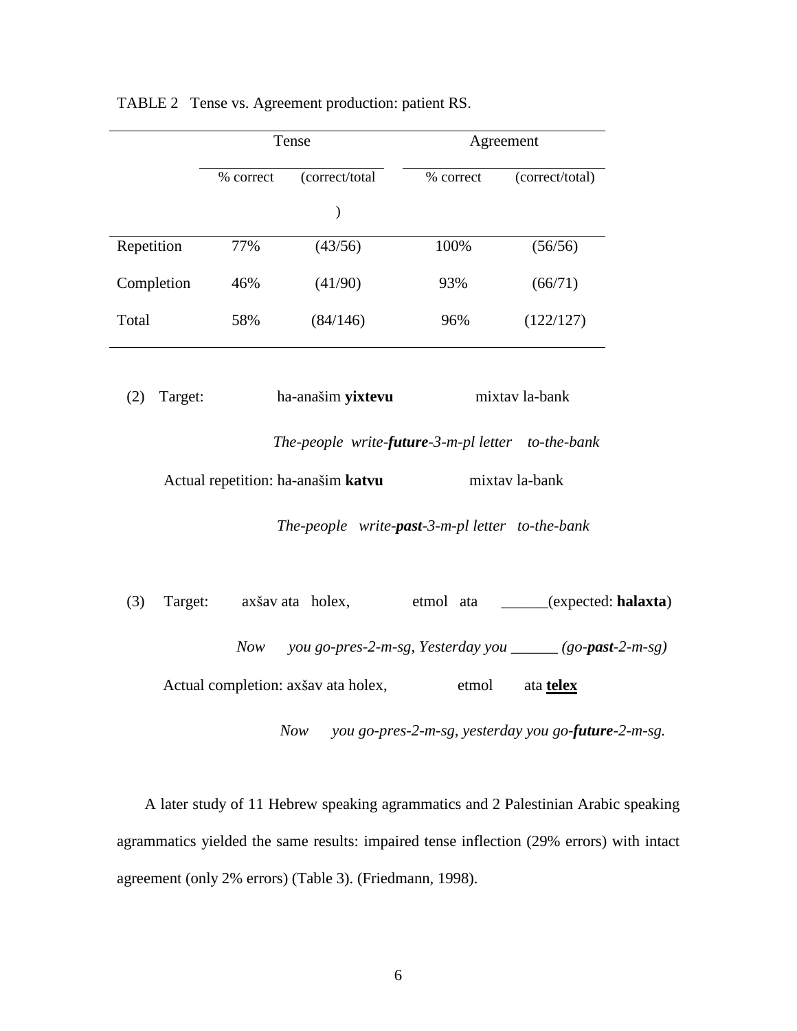TABLE 2 Tense vs. Agreement production: patient RS.

| | Tense | | Agreement | |
|---|---|---|---|---|
| | % correct | (correct/total) | % correct | (correct/total) |
| Repetition | 77% | (43/56) | 100% | (56/56) |
| Completion | 46% | (41/90) | 93% | (66/71) |
| Total | 58% | (84/146) | 96% | (122/127) |

(2) Target: ha-anašim **yixtevu** mixtav la-bank

*The-people write-**future**-3-m-pl letter to-the-bank*

Actual repetition: ha-anašim **katvu** mixtav la-bank

*The-people write-**past**-3-m-pl letter to-the-bank*

(3) Target: axšav ata holex, etmol ata ______(expected: **halaxta**)

*Now you go-pres-2-m-sg, Yesterday you ______ (go-**past**-2-m-sg)*

Actual completion: axšav ata holex, etmol ata **telex**

*Now you go-pres-2-m-sg, yesterday you go-**future**-2-m-sg.*

A later study of 11 Hebrew speaking agrammatics and 2 Palestinian Arabic speaking agrammatics yielded the same results: impaired tense inflection (29% errors) with intact agreement (only 2% errors) (Table 3). (Friedmann, 1998).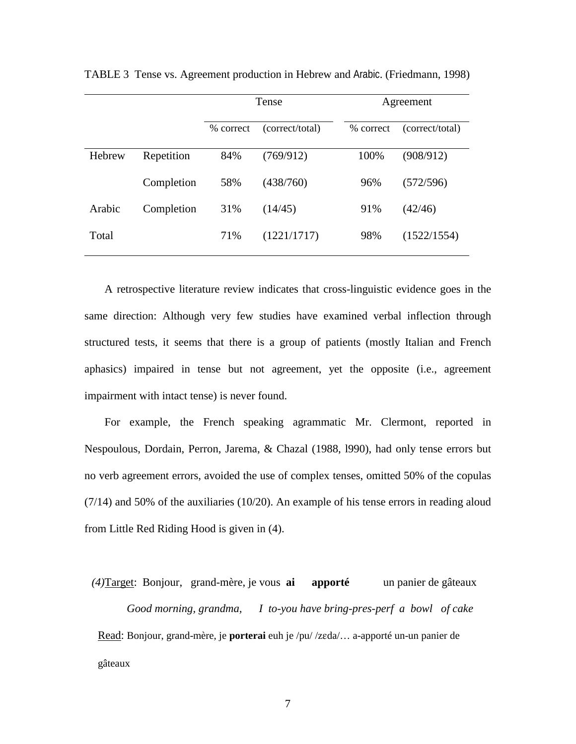TABLE 3 Tense vs. Agreement production in Hebrew and Arabic. (Friedmann, 1998)

| | | Tense | | Agreement | |
|---|---|---|---|---|---|
| | | % correct | (correct/total) | % correct | (correct/total) |
| Hebrew | Repetition | 84% | (769/912) | 100% | (908/912) |
| | Completion | 58% | (438/760) | 96% | (572/596) |
| Arabic | Completion | 31% | (14/45) | 91% | (42/46) |
| Total | | 71% | (1221/1717) | 98% | (1522/1554) |

A retrospective literature review indicates that cross-linguistic evidence goes in the same direction: Although very few studies have examined verbal inflection through structured tests, it seems that there is a group of patients (mostly Italian and French aphasics) impaired in tense but not agreement, yet the opposite (i.e., agreement impairment with intact tense) is never found.

For example, the French speaking agrammatic Mr. Clermont, reported in Nespoulous, Dordain, Perron, Jarema, & Chazal (1988, l990), had only tense errors but no verb agreement errors, avoided the use of complex tenses, omitted 50% of the copulas (7/14) and 50% of the auxiliaries (10/20). An example of his tense errors in reading aloud from Little Red Riding Hood is given in (4).

*(4)*Target: Bonjour, grand-mère, je vous **ai** **apporté** un panier de gâteaux

*Good morning, grandma, I to-you have bring-pres-perf a bowl of cake*

Read: Bonjour, grand-mère, je **porterai** euh je /pu/ /zɛda/… a-apporté un-un panier de gâteaux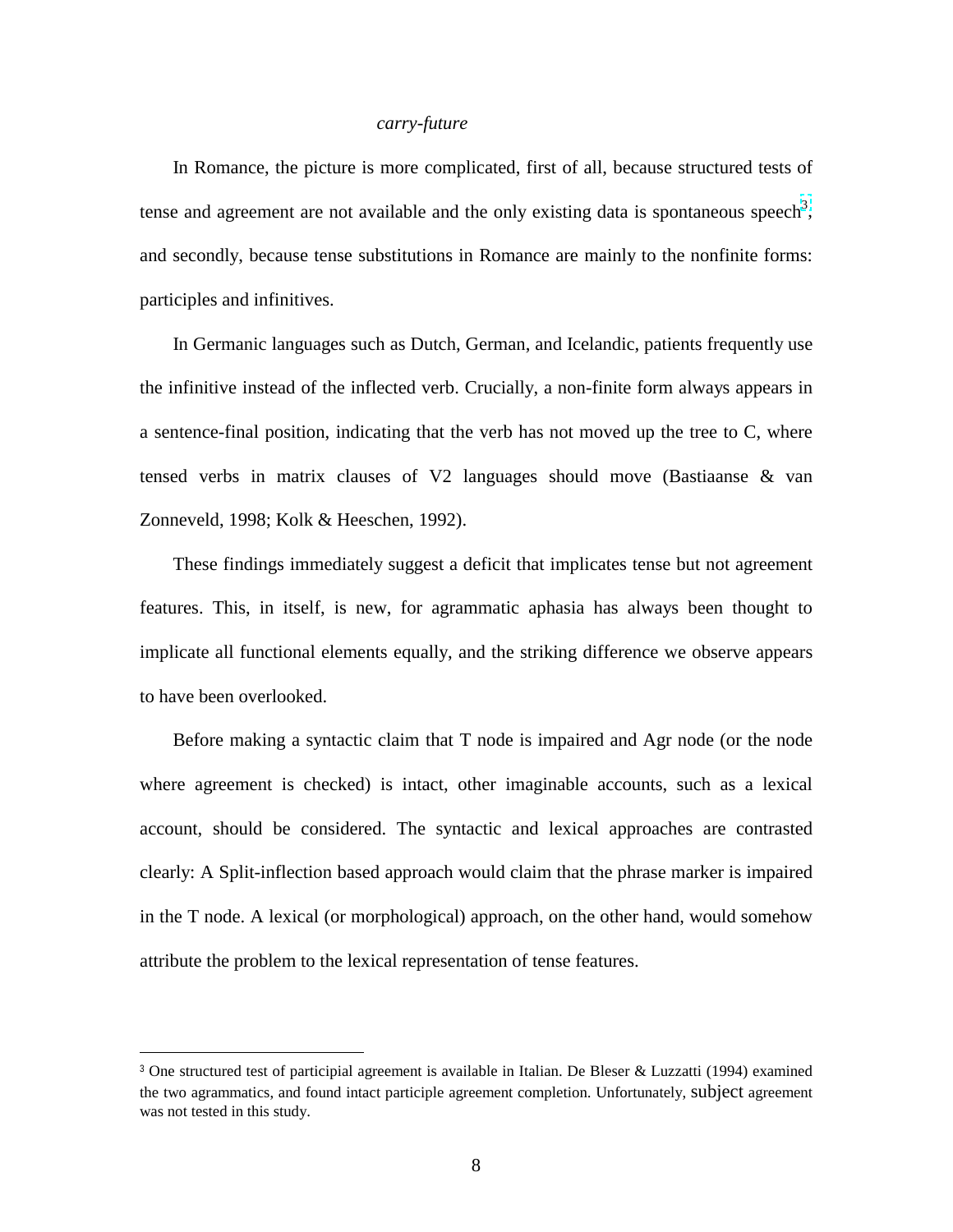*carry-future*

In Romance, the picture is more complicated, first of all, because structured tests of tense and agreement are not available and the only existing data is spontaneous speech[3], and secondly, because tense substitutions in Romance are mainly to the nonfinite forms: participles and infinitives.

In Germanic languages such as Dutch, German, and Icelandic, patients frequently use the infinitive instead of the inflected verb. Crucially, a non-finite form always appears in a sentence-final position, indicating that the verb has not moved up the tree to C, where tensed verbs in matrix clauses of V2 languages should move (Bastiaanse & van Zonneveld, 1998; Kolk & Heeschen, 1992).

These findings immediately suggest a deficit that implicates tense but not agreement features. This, in itself, is new, for agrammatic aphasia has always been thought to implicate all functional elements equally, and the striking difference we observe appears to have been overlooked.

Before making a syntactic claim that T node is impaired and Agr node (or the node where agreement is checked) is intact, other imaginable accounts, such as a lexical account, should be considered. The syntactic and lexical approaches are contrasted clearly: A Split-inflection based approach would claim that the phrase marker is impaired in the T node. A lexical (or morphological) approach, on the other hand, would somehow attribute the problem to the lexical representation of tense features.

---

[3] One structured test of participial agreement is available in Italian. De Bleser & Luzzatti (1994) examined the two agrammatics, and found intact participle agreement completion. Unfortunately, subject agreement was not tested in this study.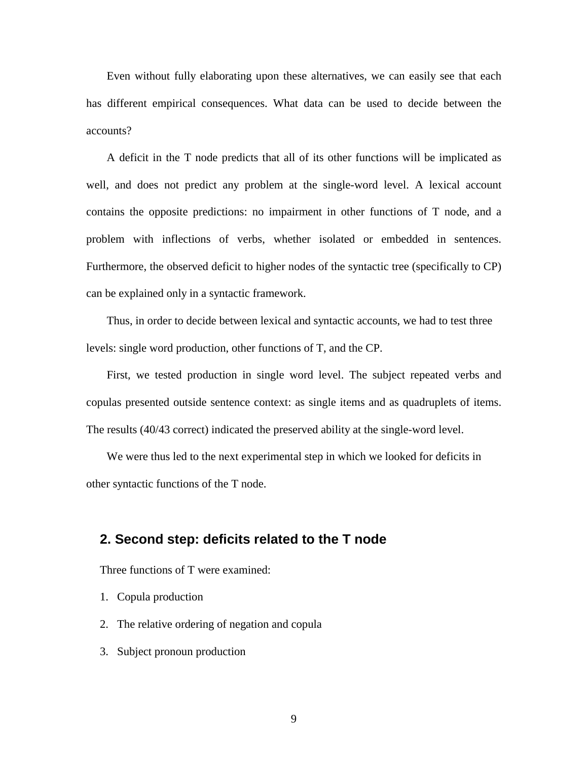Even without fully elaborating upon these alternatives, we can easily see that each has different empirical consequences. What data can be used to decide between the accounts?

A deficit in the T node predicts that all of its other functions will be implicated as well, and does not predict any problem at the single-word level. A lexical account contains the opposite predictions: no impairment in other functions of T node, and a problem with inflections of verbs, whether isolated or embedded in sentences. Furthermore, the observed deficit to higher nodes of the syntactic tree (specifically to CP) can be explained only in a syntactic framework.

Thus, in order to decide between lexical and syntactic accounts, we had to test three levels: single word production, other functions of T, and the CP.

First, we tested production in single word level. The subject repeated verbs and copulas presented outside sentence context: as single items and as quadruplets of items. The results (40/43 correct) indicated the preserved ability at the single-word level.

We were thus led to the next experimental step in which we looked for deficits in other syntactic functions of the T node.

## 2. Second step: deficits related to the T node

Three functions of T were examined:

1. Copula production
2. The relative ordering of negation and copula
3. Subject pronoun production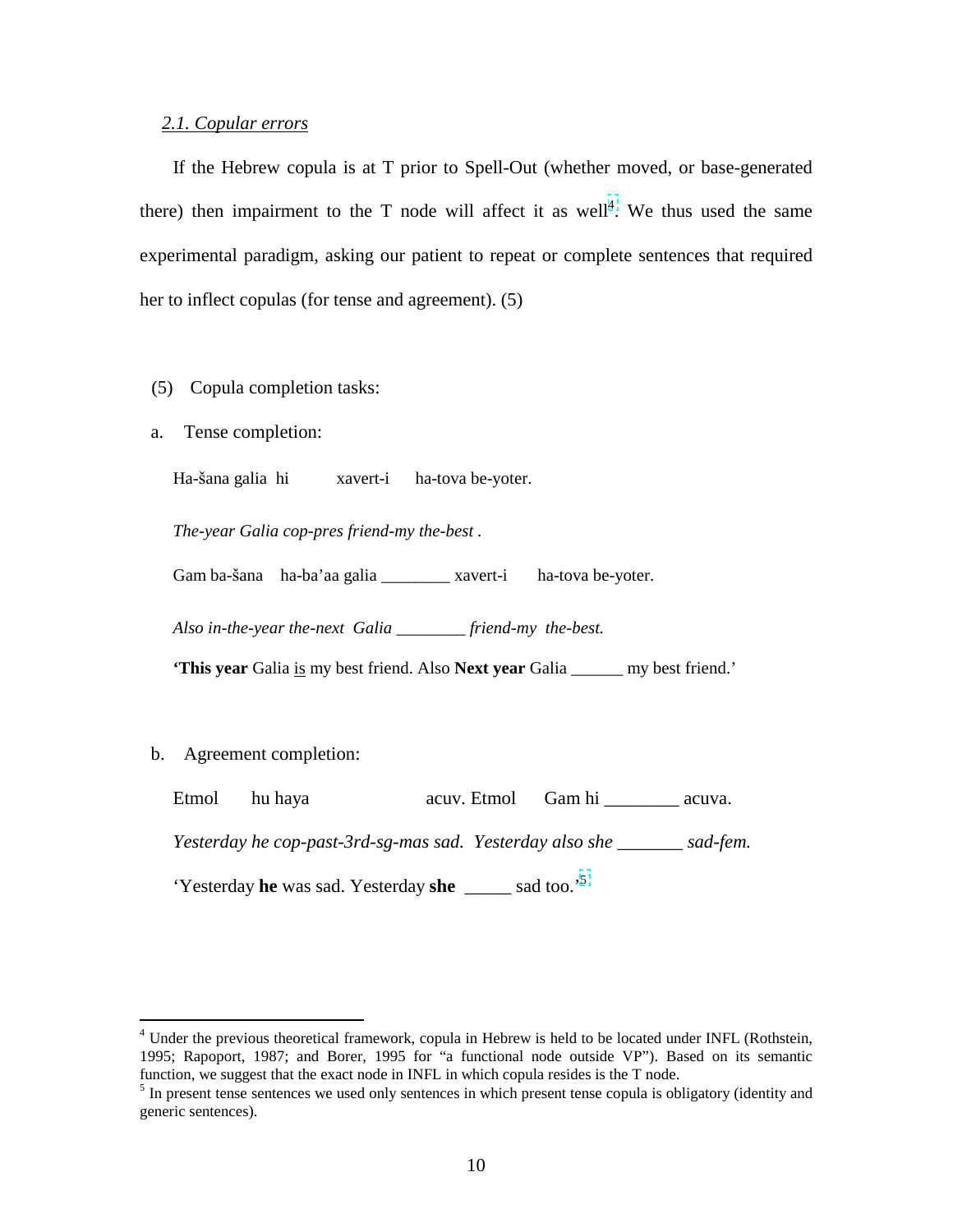*2.1. Copular errors*

If the Hebrew copula is at T prior to Spell-Out (whether moved, or base-generated there) then impairment to the T node will affect it as well[4]. We thus used the same experimental paradigm, asking our patient to repeat or complete sentences that required her to inflect copulas (for tense and agreement). (5)

(5) Copula completion tasks:

a. Tense completion:

Ha-šana galia hi xavert-i ha-tova be-yoter.

*The-year Galia cop-pres friend-my the-best .*

Gam ba-šana ha-ba'aa galia ________ xavert-i ha-tova be-yoter.

*Also in-the-year the-next Galia ________ friend-my the-best.*

**'This year** Galia <u>is</u> my best friend. Also **Next year** Galia ______ my best friend.'

b. Agreement completion:

Etmol hu haya acuv. Etmol Gam hi ________ acuva.

*Yesterday he cop-past-3rd-sg-mas sad. Yesterday also she _______ sad-fem.*

'Yesterday **he** was sad. Yesterday **she** _____ sad too.'[5]

---

[4] Under the previous theoretical framework, copula in Hebrew is held to be located under INFL (Rothstein, 1995; Rapoport, 1987; and Borer, 1995 for "a functional node outside VP"). Based on its semantic function, we suggest that the exact node in INFL in which copula resides is the T node.

[5] In present tense sentences we used only sentences in which present tense copula is obligatory (identity and generic sentences).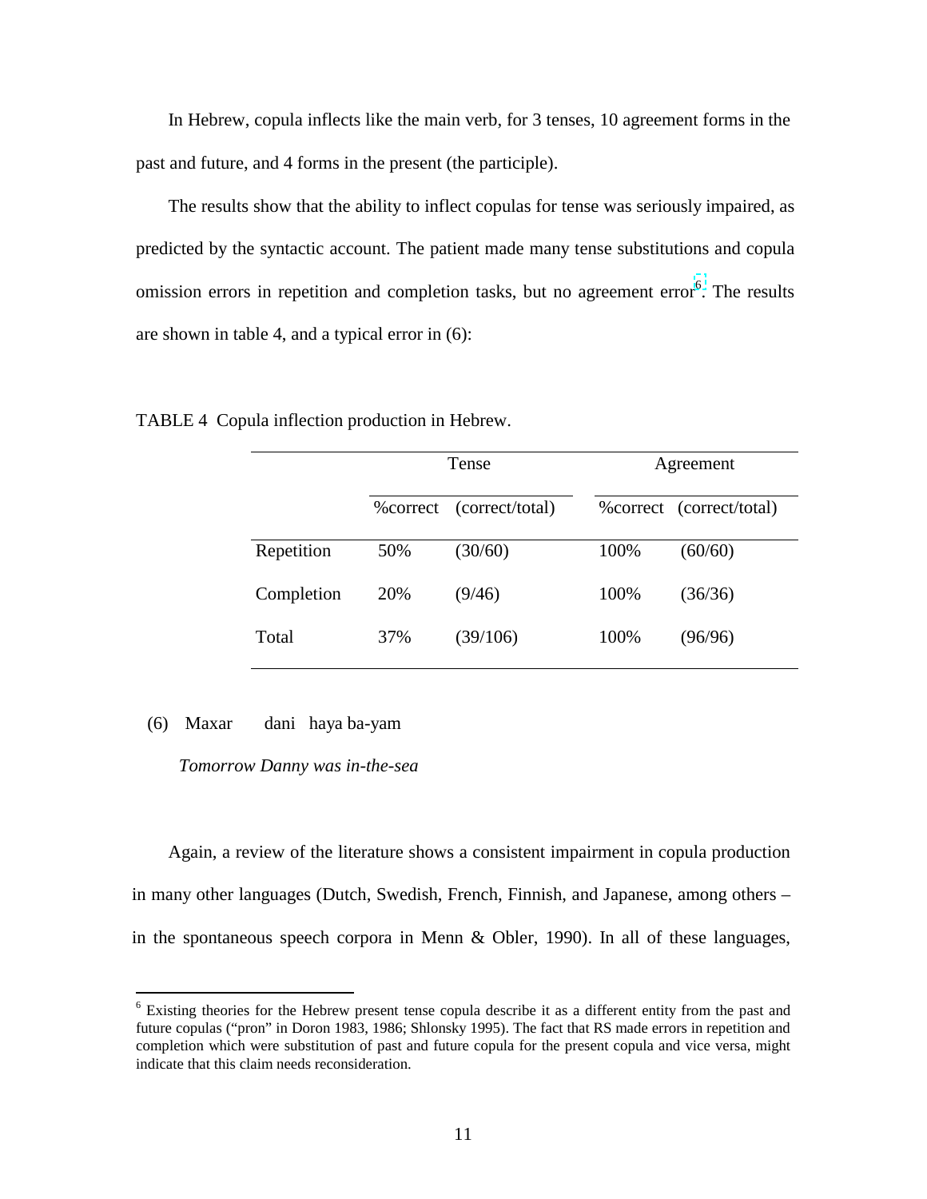In Hebrew, copula inflects like the main verb, for 3 tenses, 10 agreement forms in the past and future, and 4 forms in the present (the participle).

The results show that the ability to inflect copulas for tense was seriously impaired, as predicted by the syntactic account. The patient made many tense substitutions and copula omission errors in repetition and completion tasks, but no agreement error[6]. The results are shown in table 4, and a typical error in (6):

TABLE 4 Copula inflection production in Hebrew.

| | Tense | | Agreement | |
|---|---|---|---|---|
| | %correct | (correct/total) | %correct | (correct/total) |
| Repetition | 50% | (30/60) | 100% | (60/60) |
| Completion | 20% | (9/46) | 100% | (36/36) |
| Total | 37% | (39/106) | 100% | (96/96) |

(6) Maxar dani haya ba-yam

*Tomorrow Danny was in-the-sea*

Again, a review of the literature shows a consistent impairment in copula production in many other languages (Dutch, Swedish, French, Finnish, and Japanese, among others – in the spontaneous speech corpora in Menn & Obler, 1990). In all of these languages,

[6] Existing theories for the Hebrew present tense copula describe it as a different entity from the past and future copulas ("pron" in Doron 1983, 1986; Shlonsky 1995). The fact that RS made errors in repetition and completion which were substitution of past and future copula for the present copula and vice versa, might indicate that this claim needs reconsideration.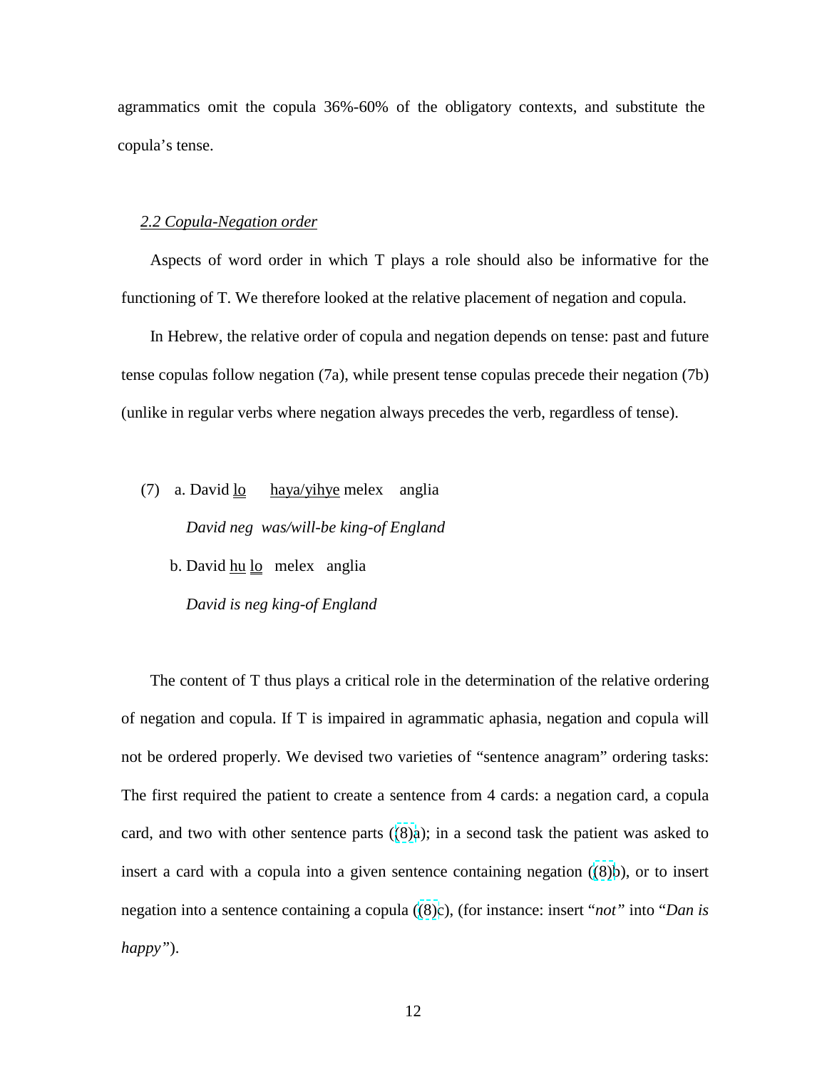agrammatics omit the copula 36%-60% of the obligatory contexts, and substitute the copula's tense.

### *2.2 Copula-Negation order*

Aspects of word order in which T plays a role should also be informative for the functioning of T. We therefore looked at the relative placement of negation and copula.

In Hebrew, the relative order of copula and negation depends on tense: past and future tense copulas follow negation (7a), while present tense copulas precede their negation (7b) (unlike in regular verbs where negation always precedes the verb, regardless of tense).

(7) a. David <u>lo</u> <u>haya/yihye</u> melex anglia

*David neg was/will-be king-of England*

b. David <u>hu</u> <u>lo</u> melex anglia

*David is neg king-of England*

The content of T thus plays a critical role in the determination of the relative ordering of negation and copula. If T is impaired in agrammatic aphasia, negation and copula will not be ordered properly. We devised two varieties of "sentence anagram" ordering tasks: The first required the patient to create a sentence from 4 cards: a negation card, a copula card, and two with other sentence parts ((8)a); in a second task the patient was asked to insert a card with a copula into a given sentence containing negation ((8)b), or to insert negation into a sentence containing a copula ((8)c), (for instance: insert "*not*" into "*Dan is happy*").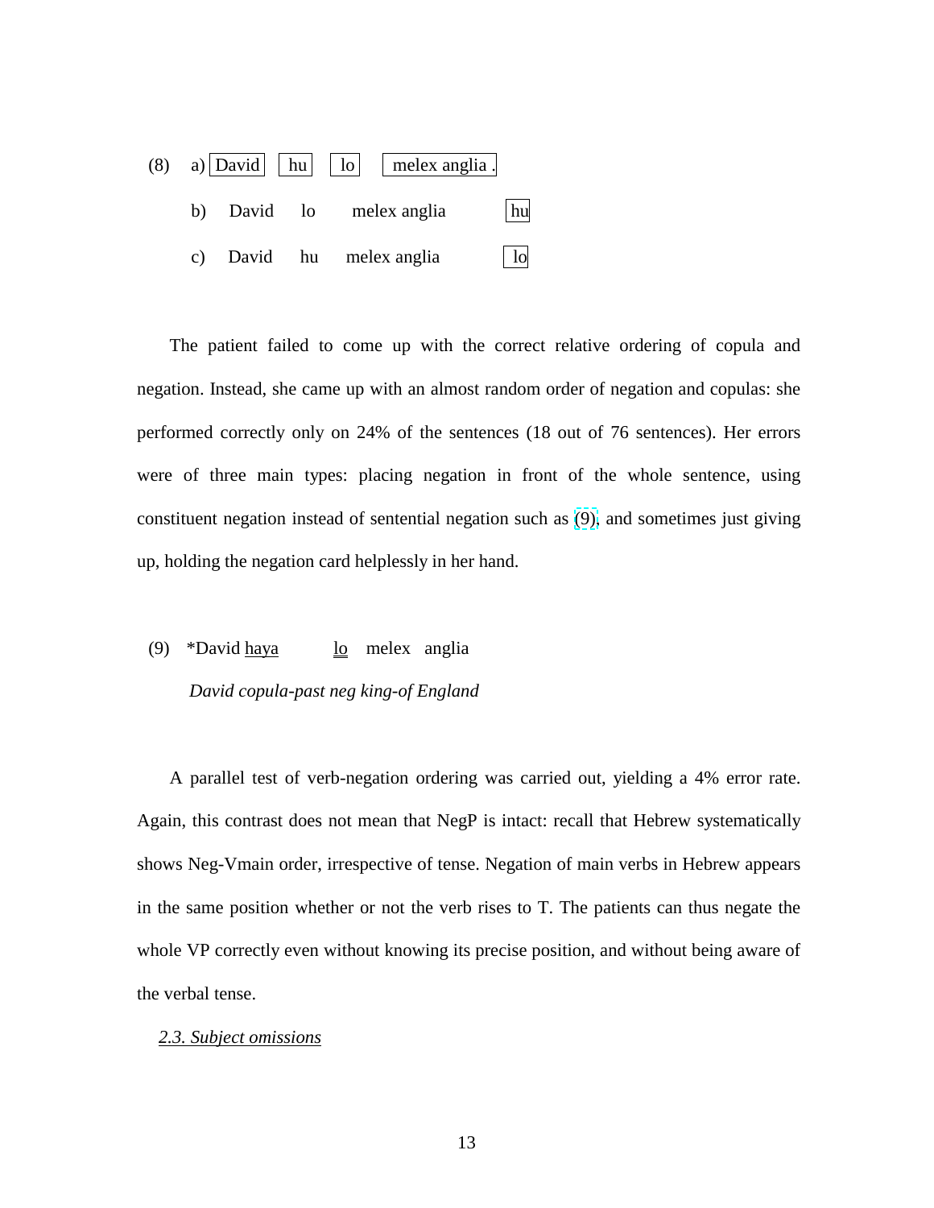(8) a) David hu lo melex anglia .

b) David lo melex anglia hu

c) David hu melex anglia lo

The patient failed to come up with the correct relative ordering of copula and negation. Instead, she came up with an almost random order of negation and copulas: she performed correctly only on 24% of the sentences (18 out of 76 sentences). Her errors were of three main types: placing negation in front of the whole sentence, using constituent negation instead of sentential negation such as (9), and sometimes just giving up, holding the negation card helplessly in her hand.

(9) *David <u>haya</u> <u>lo</u> melex anglia

*David copula-past neg king-of England*

A parallel test of verb-negation ordering was carried out, yielding a 4% error rate. Again, this contrast does not mean that NegP is intact: recall that Hebrew systematically shows Neg-Vmain order, irrespective of tense. Negation of main verbs in Hebrew appears in the same position whether or not the verb rises to T. The patients can thus negate the whole VP correctly even without knowing its precise position, and without being aware of the verbal tense.

### *2.3. Subject omissions*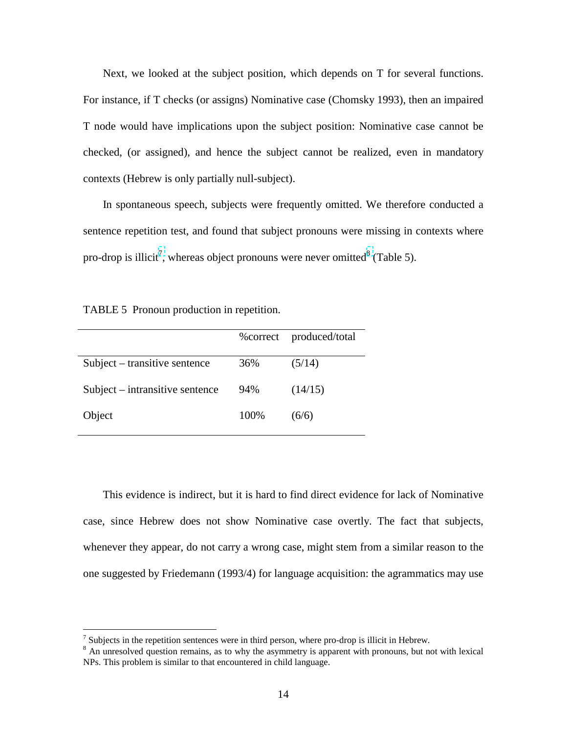Next, we looked at the subject position, which depends on T for several functions. For instance, if T checks (or assigns) Nominative case (Chomsky 1993), then an impaired T node would have implications upon the subject position: Nominative case cannot be checked, (or assigned), and hence the subject cannot be realized, even in mandatory contexts (Hebrew is only partially null-subject).

In spontaneous speech, subjects were frequently omitted. We therefore conducted a sentence repetition test, and found that subject pronouns were missing in contexts where pro-drop is illicit[7], whereas object pronouns were never omitted[8] (Table 5).

TABLE 5 Pronoun production in repetition.

| | %correct | produced/total |
|---|---|---|
| Subject – transitive sentence | 36% | (5/14) |
| Subject – intransitive sentence | 94% | (14/15) |
| Object | 100% | (6/6) |

This evidence is indirect, but it is hard to find direct evidence for lack of Nominative case, since Hebrew does not show Nominative case overtly. The fact that subjects, whenever they appear, do not carry a wrong case, might stem from a similar reason to the one suggested by Friedemann (1993/4) for language acquisition: the agrammatics may use

[7] Subjects in the repetition sentences were in third person, where pro-drop is illicit in Hebrew.

[8] An unresolved question remains, as to why the asymmetry is apparent with pronouns, but not with lexical NPs. This problem is similar to that encountered in child language.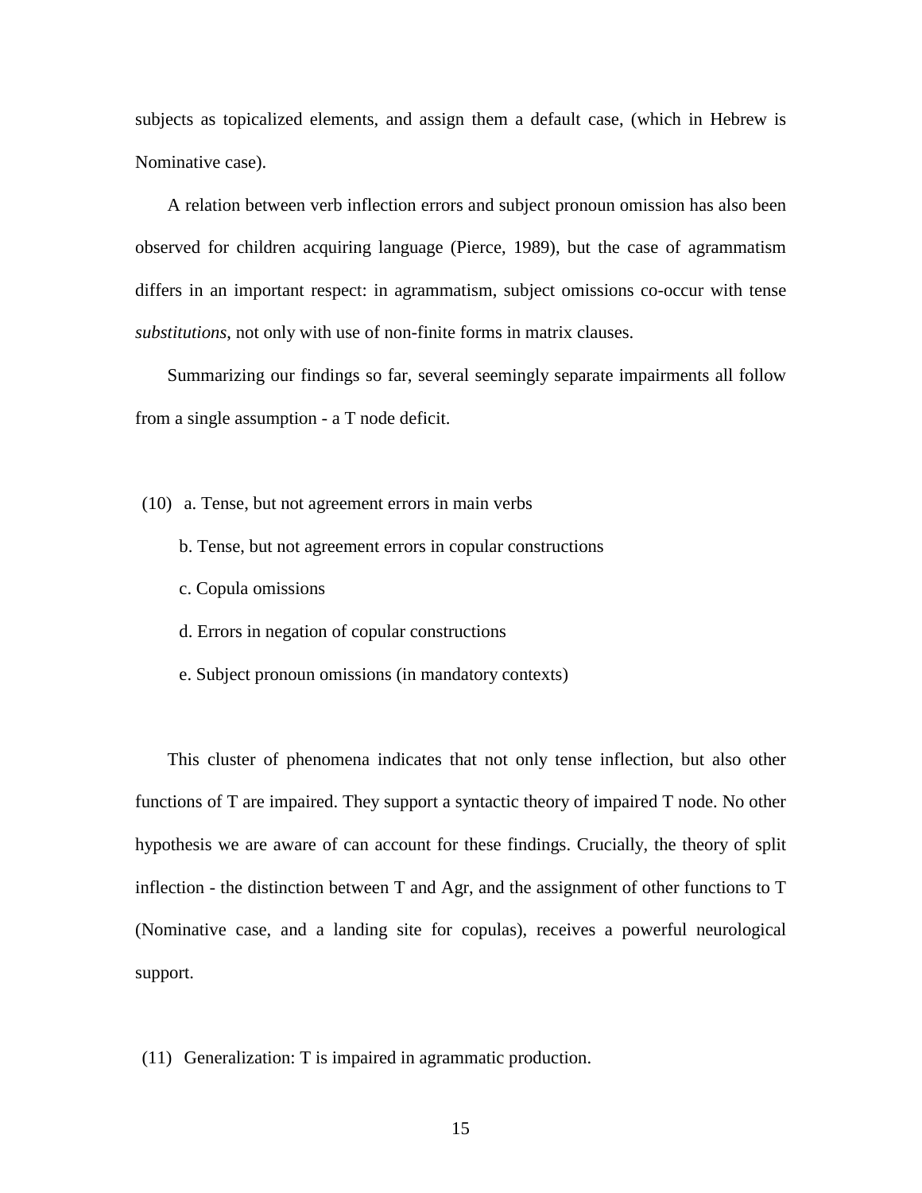subjects as topicalized elements, and assign them a default case, (which in Hebrew is Nominative case).

A relation between verb inflection errors and subject pronoun omission has also been observed for children acquiring language (Pierce, 1989), but the case of agrammatism differs in an important respect: in agrammatism, subject omissions co-occur with tense *substitutions*, not only with use of non-finite forms in matrix clauses.

Summarizing our findings so far, several seemingly separate impairments all follow from a single assumption - a T node deficit.

(10) a. Tense, but not agreement errors in main verbs

b. Tense, but not agreement errors in copular constructions

c. Copula omissions

d. Errors in negation of copular constructions

e. Subject pronoun omissions (in mandatory contexts)

This cluster of phenomena indicates that not only tense inflection, but also other functions of T are impaired. They support a syntactic theory of impaired T node. No other hypothesis we are aware of can account for these findings. Crucially, the theory of split inflection - the distinction between T and Agr, and the assignment of other functions to T (Nominative case, and a landing site for copulas), receives a powerful neurological support.

(11) Generalization: T is impaired in agrammatic production.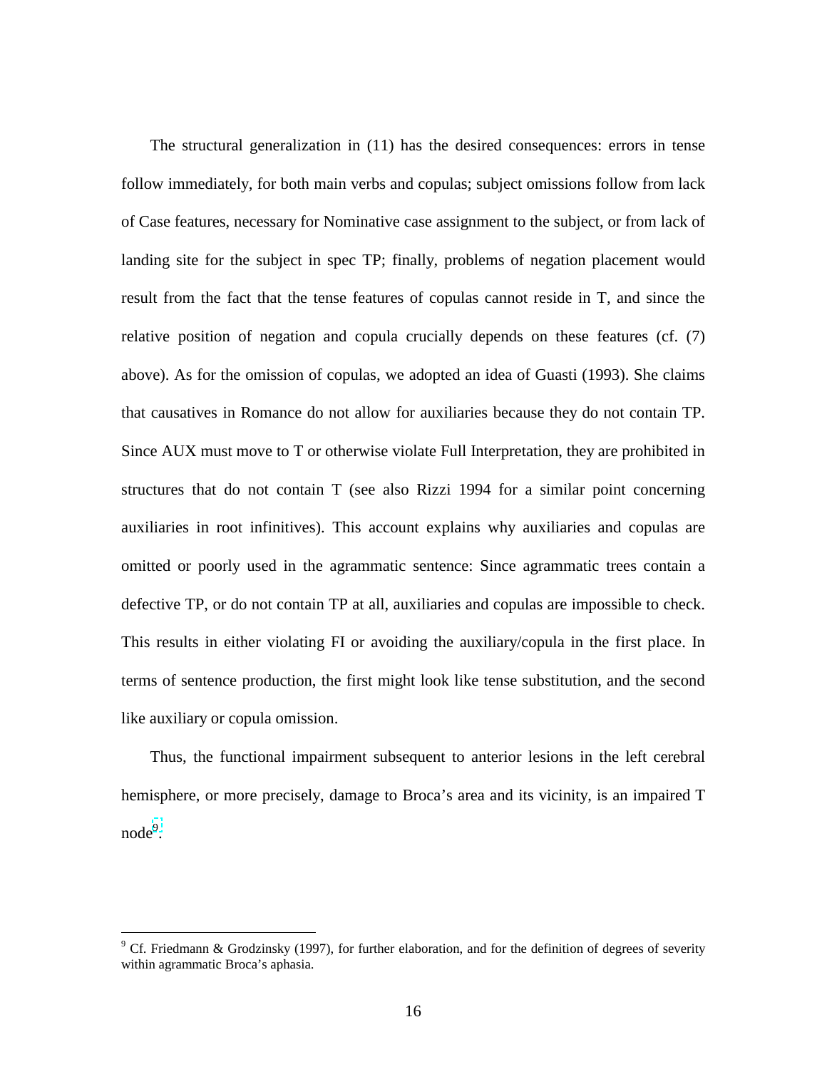The structural generalization in (11) has the desired consequences: errors in tense follow immediately, for both main verbs and copulas; subject omissions follow from lack of Case features, necessary for Nominative case assignment to the subject, or from lack of landing site for the subject in spec TP; finally, problems of negation placement would result from the fact that the tense features of copulas cannot reside in T, and since the relative position of negation and copula crucially depends on these features (cf. (7) above). As for the omission of copulas, we adopted an idea of Guasti (1993). She claims that causatives in Romance do not allow for auxiliaries because they do not contain TP. Since AUX must move to T or otherwise violate Full Interpretation, they are prohibited in structures that do not contain T (see also Rizzi 1994 for a similar point concerning auxiliaries in root infinitives). This account explains why auxiliaries and copulas are omitted or poorly used in the agrammatic sentence: Since agrammatic trees contain a defective TP, or do not contain TP at all, auxiliaries and copulas are impossible to check. This results in either violating FI or avoiding the auxiliary/copula in the first place. In terms of sentence production, the first might look like tense substitution, and the second like auxiliary or copula omission.

Thus, the functional impairment subsequent to anterior lesions in the left cerebral hemisphere, or more precisely, damage to Broca's area and its vicinity, is an impaired T node[9].

---

[9] Cf. Friedmann & Grodzinsky (1997), for further elaboration, and for the definition of degrees of severity within agrammatic Broca's aphasia.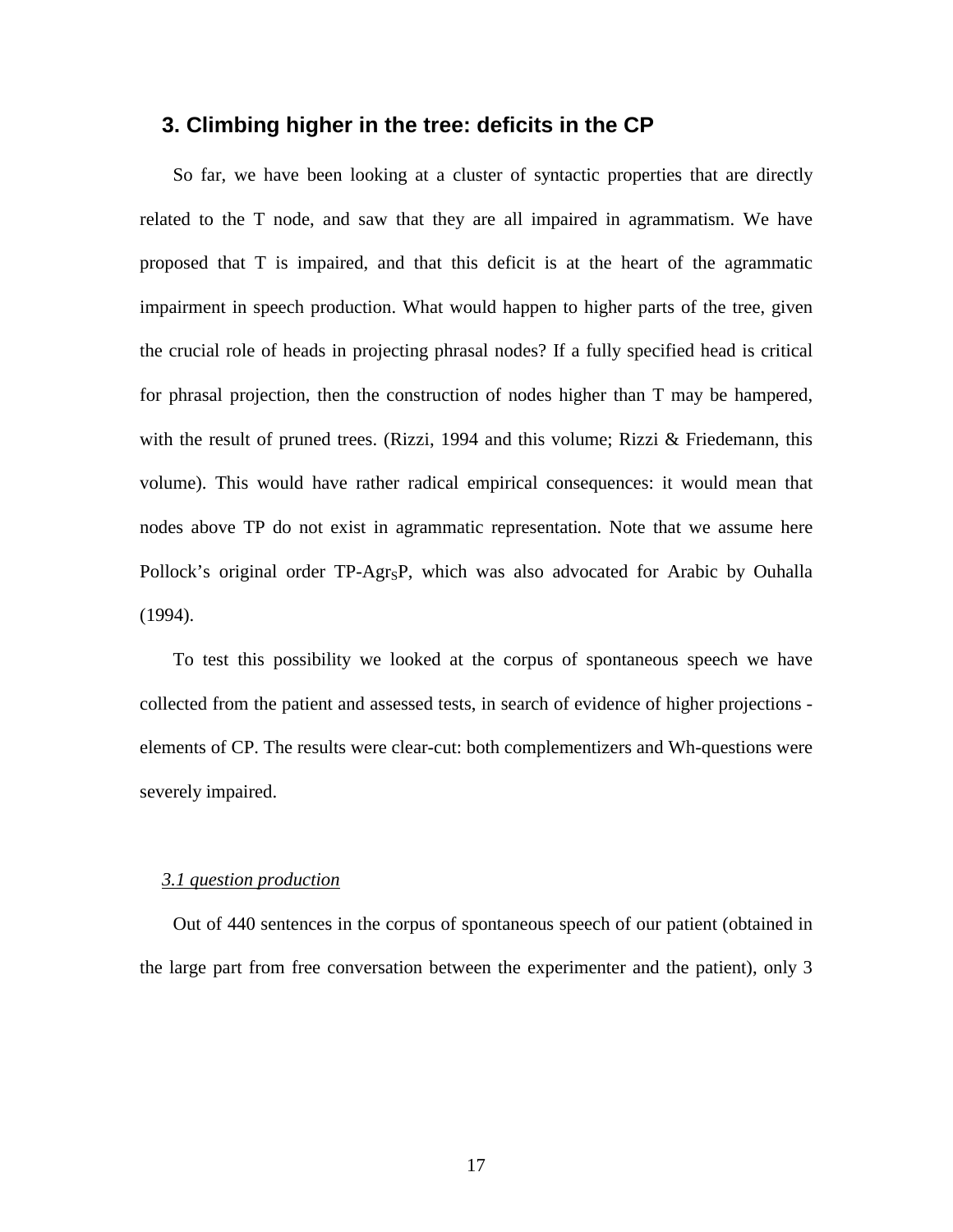## 3. Climbing higher in the tree: deficits in the CP

So far, we have been looking at a cluster of syntactic properties that are directly related to the T node, and saw that they are all impaired in agrammatism. We have proposed that T is impaired, and that this deficit is at the heart of the agrammatic impairment in speech production. What would happen to higher parts of the tree, given the crucial role of heads in projecting phrasal nodes? If a fully specified head is critical for phrasal projection, then the construction of nodes higher than T may be hampered, with the result of pruned trees. (Rizzi, 1994 and this volume; Rizzi & Friedemann, this volume). This would have rather radical empirical consequences: it would mean that nodes above TP do not exist in agrammatic representation. Note that we assume here Pollock's original order TP-$Agr_S$P, which was also advocated for Arabic by Ouhalla (1994).

To test this possibility we looked at the corpus of spontaneous speech we have collected from the patient and assessed tests, in search of evidence of higher projections - elements of CP. The results were clear-cut: both complementizers and Wh-questions were severely impaired.

### <u>*3.1 question production*</u>

Out of 440 sentences in the corpus of spontaneous speech of our patient (obtained in the large part from free conversation between the experimenter and the patient), only 3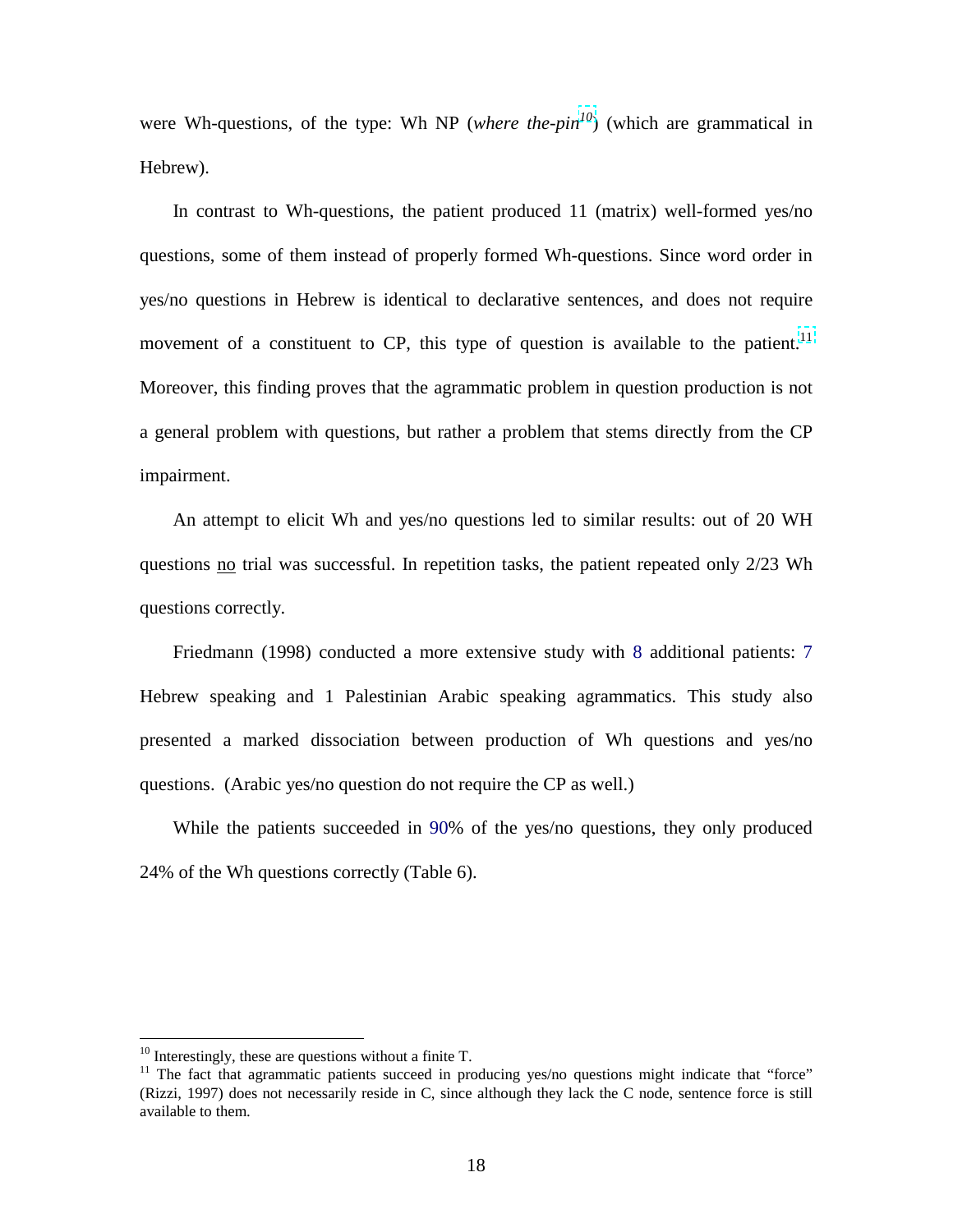were Wh-questions, of the type: Wh NP (*where the-pin*[10]) (which are grammatical in Hebrew).

In contrast to Wh-questions, the patient produced 11 (matrix) well-formed yes/no questions, some of them instead of properly formed Wh-questions. Since word order in yes/no questions in Hebrew is identical to declarative sentences, and does not require movement of a constituent to CP, this type of question is available to the patient.[11] Moreover, this finding proves that the agrammatic problem in question production is not a general problem with questions, but rather a problem that stems directly from the CP impairment.

An attempt to elicit Wh and yes/no questions led to similar results: out of 20 WH questions <u>no</u> trial was successful. In repetition tasks, the patient repeated only 2/23 Wh questions correctly.

Friedmann (1998) conducted a more extensive study with 8 additional patients: 7 Hebrew speaking and 1 Palestinian Arabic speaking agrammatics. This study also presented a marked dissociation between production of Wh questions and yes/no questions. (Arabic yes/no question do not require the CP as well.)

While the patients succeeded in 90% of the yes/no questions, they only produced 24% of the Wh questions correctly (Table 6).

---

[10] Interestingly, these are questions without a finite T.

[11] The fact that agrammatic patients succeed in producing yes/no questions might indicate that "force" (Rizzi, 1997) does not necessarily reside in C, since although they lack the C node, sentence force is still available to them.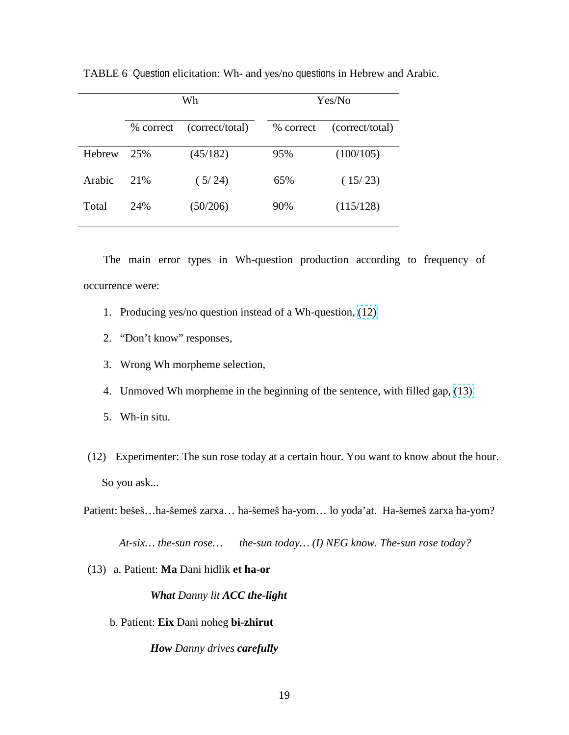TABLE 6 Question elicitation: Wh- and yes/no questions in Hebrew and Arabic.

| | Wh | | Yes/No | |
|---|---|---|---|---|
| | % correct | (correct/total) | % correct | (correct/total) |
| Hebrew | 25% | (45/182) | 95% | (100/105) |
| Arabic | 21% | ( 5/ 24) | 65% | ( 15/ 23) |
| Total | 24% | (50/206) | 90% | (115/128) |

The main error types in Wh-question production according to frequency of occurrence were:

1. Producing yes/no question instead of a Wh-question, (12)
2. "Don't know" responses,
3. Wrong Wh morpheme selection,
4. Unmoved Wh morpheme in the beginning of the sentence, with filled gap, (13)
5. Wh-in situ.

(12) Experimenter: The sun rose today at a certain hour. You want to know about the hour. So you ask...

Patient: bešeš…ha-šemeš zarxa… ha-šemeš ha-yom… lo yoda'at. Ha-šemeš zarxa ha-yom?

*At-six… the-sun rose… the-sun today… (I) NEG know. The-sun rose today?*

(13) a. Patient: **Ma** Dani hidlik **et ha-or**

***What** Danny lit **ACC the-light***

b. Patient: **Eix** Dani noheg **bi-zhirut**

***How** Danny drives **carefully***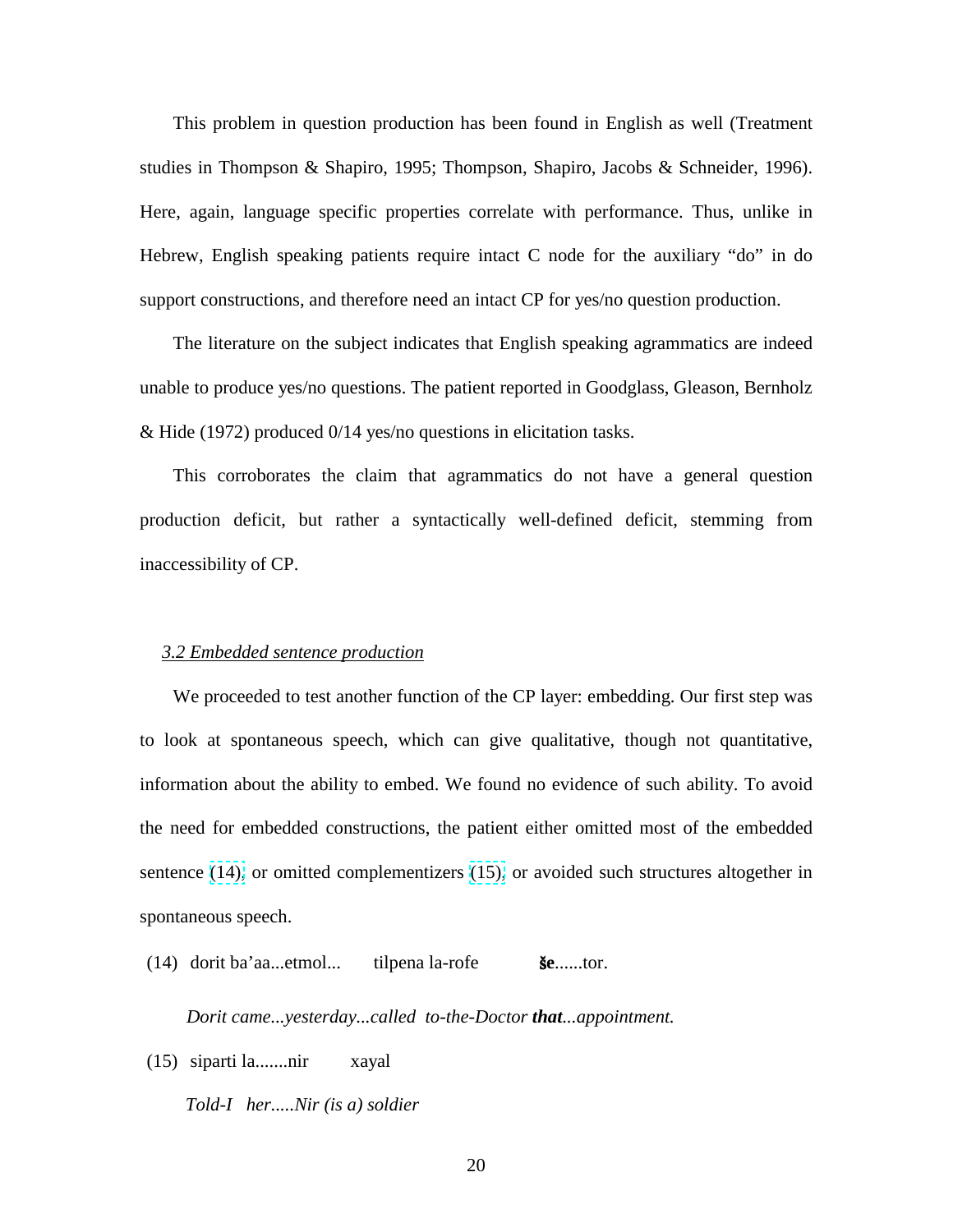This problem in question production has been found in English as well (Treatment studies in Thompson & Shapiro, 1995; Thompson, Shapiro, Jacobs & Schneider, 1996). Here, again, language specific properties correlate with performance. Thus, unlike in Hebrew, English speaking patients require intact C node for the auxiliary "do" in do support constructions, and therefore need an intact CP for yes/no question production.

The literature on the subject indicates that English speaking agrammatics are indeed unable to produce yes/no questions. The patient reported in Goodglass, Gleason, Bernholz & Hide (1972) produced 0/14 yes/no questions in elicitation tasks.

This corroborates the claim that agrammatics do not have a general question production deficit, but rather a syntactically well-defined deficit, stemming from inaccessibility of CP.

### *3.2 Embedded sentence production*

We proceeded to test another function of the CP layer: embedding. Our first step was to look at spontaneous speech, which can give qualitative, though not quantitative, information about the ability to embed. We found no evidence of such ability. To avoid the need for embedded constructions, the patient either omitted most of the embedded sentence (14), or omitted complementizers (15), or avoided such structures altogether in spontaneous speech.

(14) dorit ba'aa...etmol... tilpena la-rofe **še**......tor.

*Dorit came...yesterday...called to-the-Doctor **that**...appointment.*

(15) siparti la.......nir xayal

*Told-I her.....Nir (is a) soldier*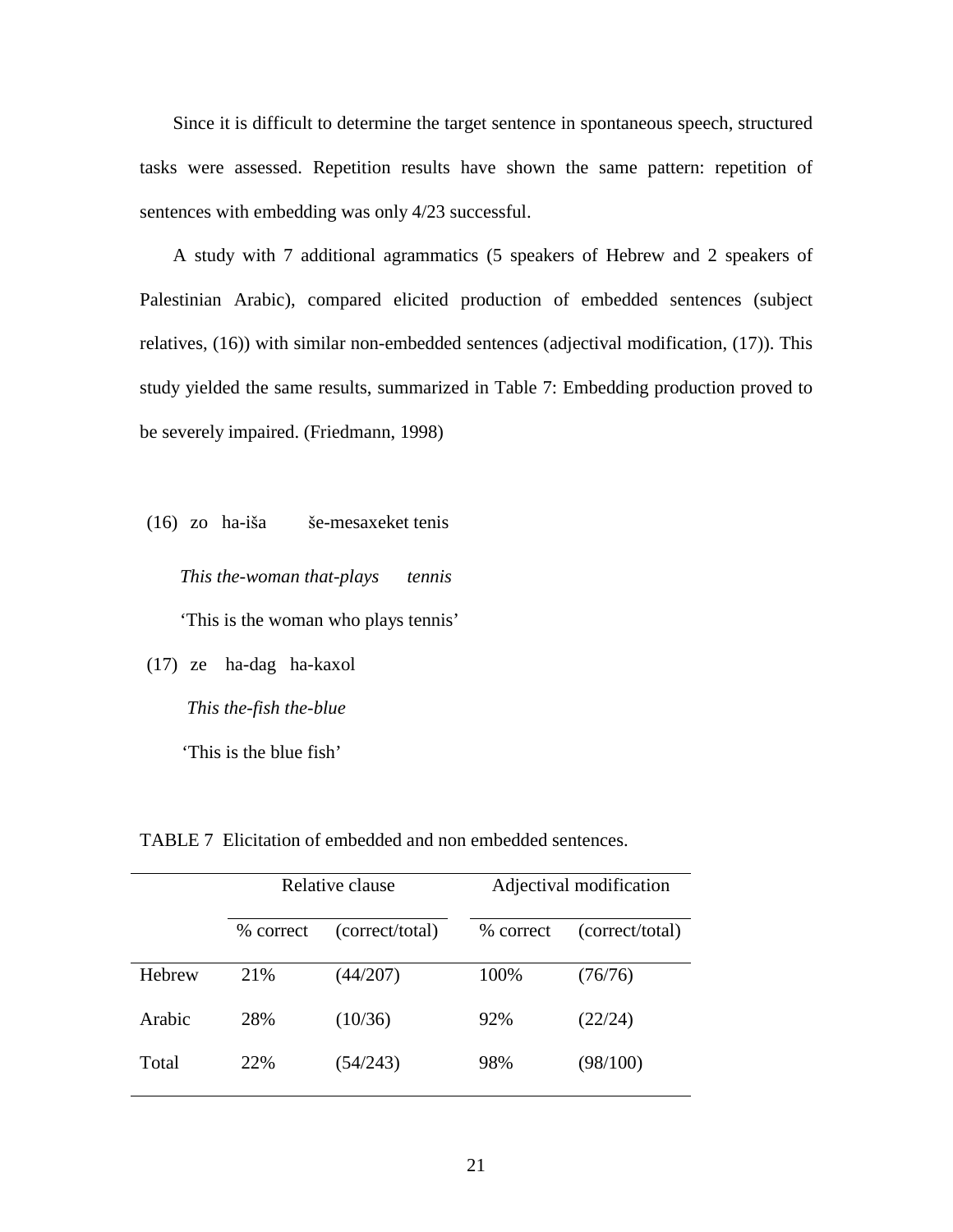Since it is difficult to determine the target sentence in spontaneous speech, structured tasks were assessed. Repetition results have shown the same pattern: repetition of sentences with embedding was only 4/23 successful.

A study with 7 additional agrammatics (5 speakers of Hebrew and 2 speakers of Palestinian Arabic), compared elicited production of embedded sentences (subject relatives, (16)) with similar non-embedded sentences (adjectival modification, (17)). This study yielded the same results, summarized in Table 7: Embedding production proved to be severely impaired. (Friedmann, 1998)

(16) zo ha-iša še-mesaxeket tenis

*This the-woman that-plays tennis*

'This is the woman who plays tennis'

(17) ze ha-dag ha-kaxol

*This the-fish the-blue*

'This is the blue fish'

TABLE 7 Elicitation of embedded and non embedded sentences.

| | Relative clause | | Adjectival modification | |
|---|---|---|---|---|
| | % correct | (correct/total) | % correct | (correct/total) |
| Hebrew | 21% | (44/207) | 100% | (76/76) |
| Arabic | 28% | (10/36) | 92% | (22/24) |
| Total | 22% | (54/243) | 98% | (98/100) |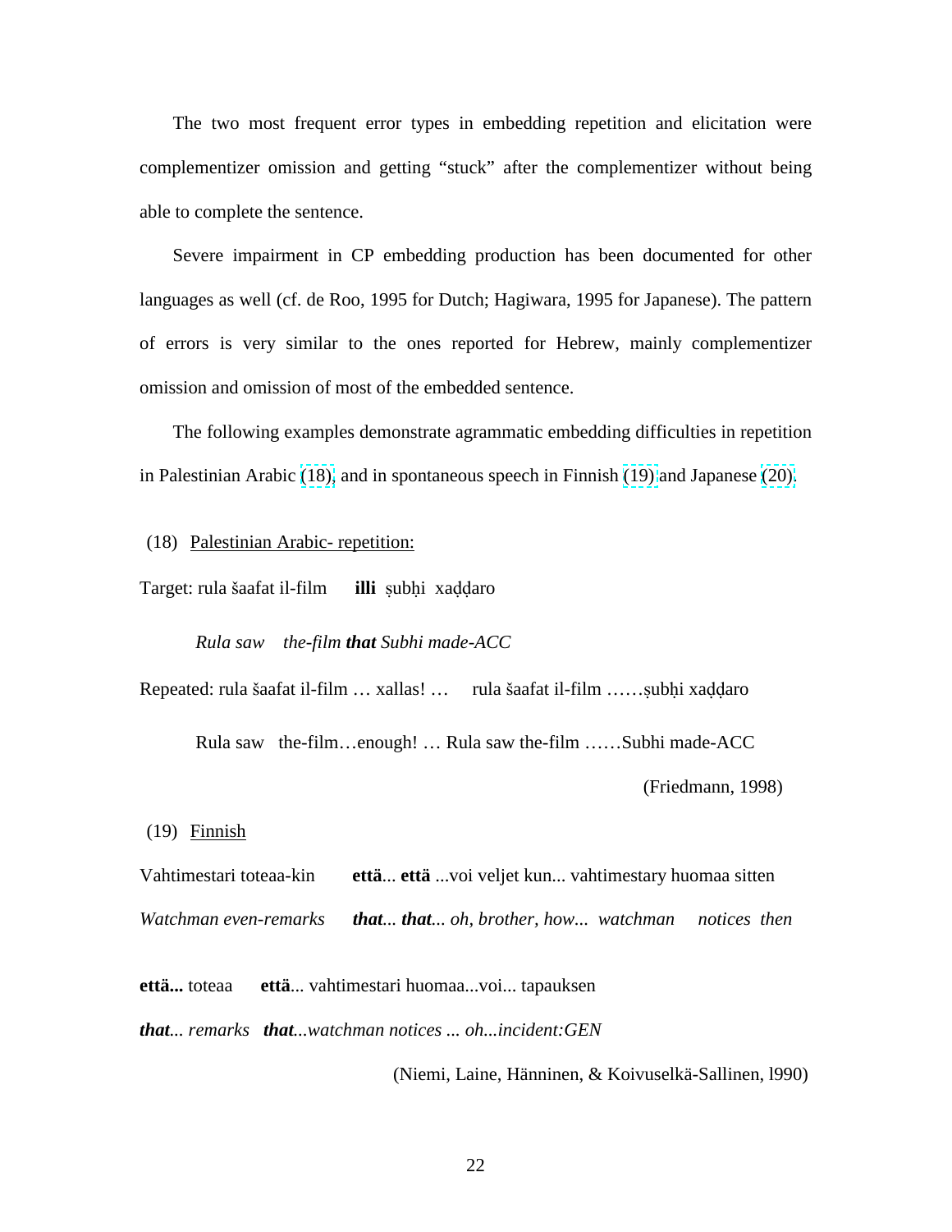The two most frequent error types in embedding repetition and elicitation were complementizer omission and getting "stuck" after the complementizer without being able to complete the sentence.

Severe impairment in CP embedding production has been documented for other languages as well (cf. de Roo, 1995 for Dutch; Hagiwara, 1995 for Japanese). The pattern of errors is very similar to the ones reported for Hebrew, mainly complementizer omission and omission of most of the embedded sentence.

The following examples demonstrate agrammatic embedding difficulties in repetition in Palestinian Arabic (18), and in spontaneous speech in Finnish (19) and Japanese (20).

(18) <u>Palestinian Arabic- repetition:</u>

Target: rula šaafat il-film **illi** ṣubḥi xaḍḍaro

*Rula saw the-film **that** Subhi made-ACC*

Repeated: rula šaafat il-film … xallas! … rula šaafat il-film ……ṣubḥi xaḍḍaro

Rula saw the-film…enough! … Rula saw the-film ……Subhi made-ACC

(Friedmann, 1998)

(19) <u>Finnish</u>

Vahtimestari toteaa-kin **että**... **että** ...voi veljet kun... vahtimestary huomaa sitten

*Watchman even-remarks **that**... **that**... oh, brother, how... watchman notices then*

**että...** toteaa **että**... vahtimestari huomaa...voi... tapauksen

***that**... remarks **that**...watchman notices ... oh...incident:GEN*

(Niemi, Laine, Hänninen, & Koivuselkä-Sallinen, l990)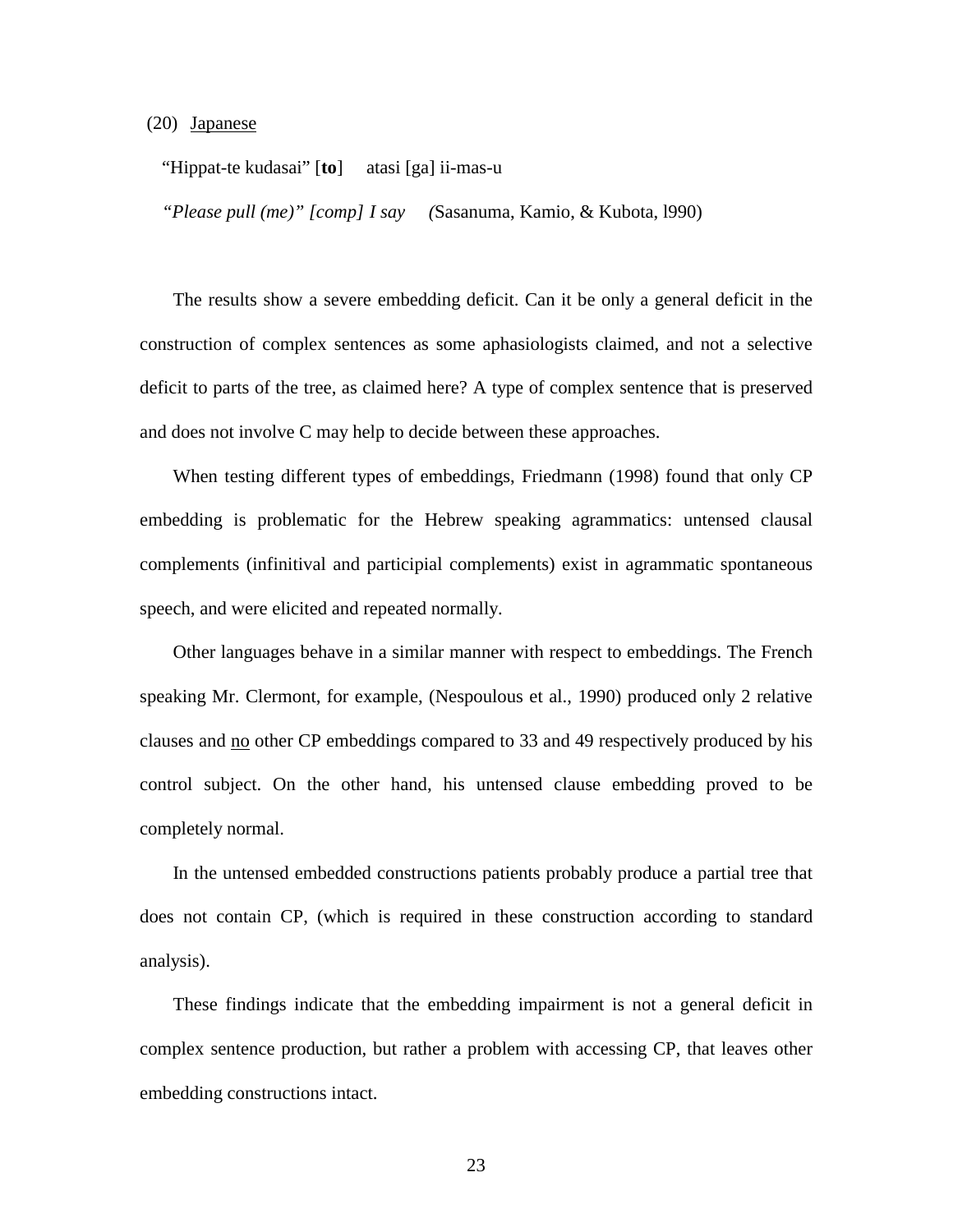(20) <u>Japanese</u>

"Hippat-te kudasai" [**to**] atasi [ga] ii-mas-u

*"Please pull (me)" [comp] I say* (Sasanuma, Kamio, & Kubota, l990)

The results show a severe embedding deficit. Can it be only a general deficit in the construction of complex sentences as some aphasiologists claimed, and not a selective deficit to parts of the tree, as claimed here? A type of complex sentence that is preserved and does not involve C may help to decide between these approaches.

When testing different types of embeddings, Friedmann (1998) found that only CP embedding is problematic for the Hebrew speaking agrammatics: untensed clausal complements (infinitival and participial complements) exist in agrammatic spontaneous speech, and were elicited and repeated normally.

Other languages behave in a similar manner with respect to embeddings. The French speaking Mr. Clermont, for example, (Nespoulous et al., 1990) produced only 2 relative clauses and <u>no</u> other CP embeddings compared to 33 and 49 respectively produced by his control subject. On the other hand, his untensed clause embedding proved to be completely normal.

In the untensed embedded constructions patients probably produce a partial tree that does not contain CP, (which is required in these construction according to standard analysis).

These findings indicate that the embedding impairment is not a general deficit in complex sentence production, but rather a problem with accessing CP, that leaves other embedding constructions intact.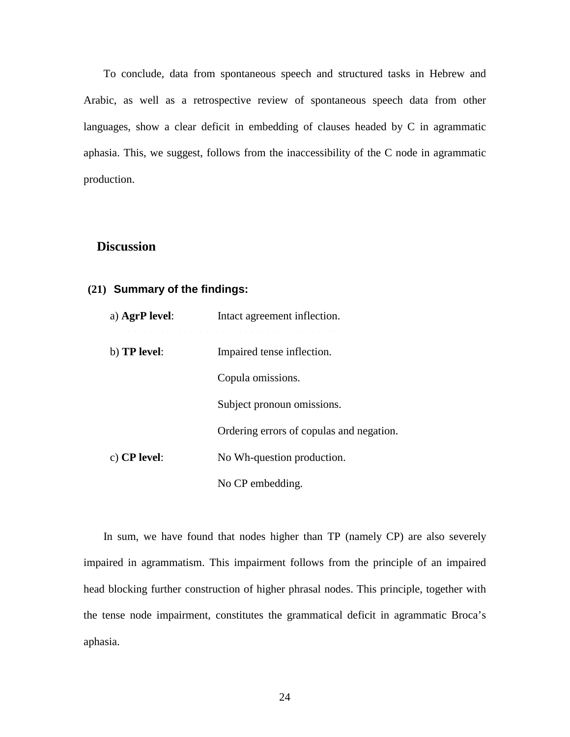To conclude, data from spontaneous speech and structured tasks in Hebrew and Arabic, as well as a retrospective review of spontaneous speech data from other languages, show a clear deficit in embedding of clauses headed by C in agrammatic aphasia. This, we suggest, follows from the inaccessibility of the C node in agrammatic production.

## Discussion

**(21) Summary of the findings:**

| | |
|---|---|
| a) **AgrP level**: | Intact agreement inflection. |
| b) **TP level**: | Impaired tense inflection. |
| | Copula omissions. |
| | Subject pronoun omissions. |
| | Ordering errors of copulas and negation. |
| c) **CP level**: | No Wh-question production. |
| | No CP embedding. |

In sum, we have found that nodes higher than TP (namely CP) are also severely impaired in agrammatism. This impairment follows from the principle of an impaired head blocking further construction of higher phrasal nodes. This principle, together with the tense node impairment, constitutes the grammatical deficit in agrammatic Broca's aphasia.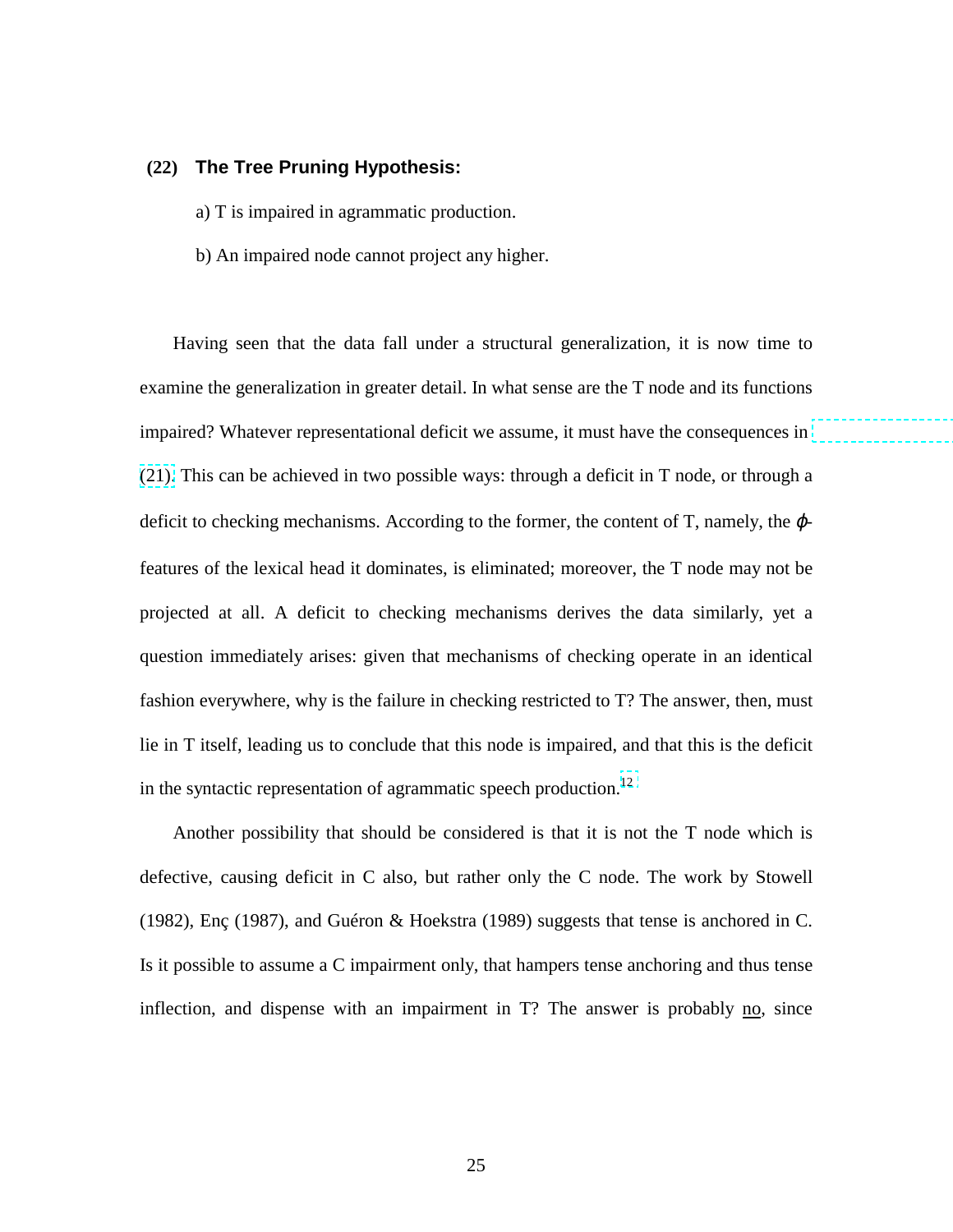**(22) The Tree Pruning Hypothesis:**

a) T is impaired in agrammatic production.

b) An impaired node cannot project any higher.

Having seen that the data fall under a structural generalization, it is now time to examine the generalization in greater detail. In what sense are the T node and its functions impaired? Whatever representational deficit we assume, it must have the consequences in (21). This can be achieved in two possible ways: through a deficit in T node, or through a deficit to checking mechanisms. According to the former, the content of T, namely, the $\phi$-features of the lexical head it dominates, is eliminated; moreover, the T node may not be projected at all. A deficit to checking mechanisms derives the data similarly, yet a question immediately arises: given that mechanisms of checking operate in an identical fashion everywhere, why is the failure in checking restricted to T? The answer, then, must lie in T itself, leading us to conclude that this node is impaired, and that this is the deficit in the syntactic representation of agrammatic speech production.[12]

Another possibility that should be considered is that it is not the T node which is defective, causing deficit in C also, but rather only the C node. The work by Stowell (1982), Enç (1987), and Guéron & Hoekstra (1989) suggests that tense is anchored in C. Is it possible to assume a C impairment only, that hampers tense anchoring and thus tense inflection, and dispense with an impairment in T? The answer is probably <u>no</u>, since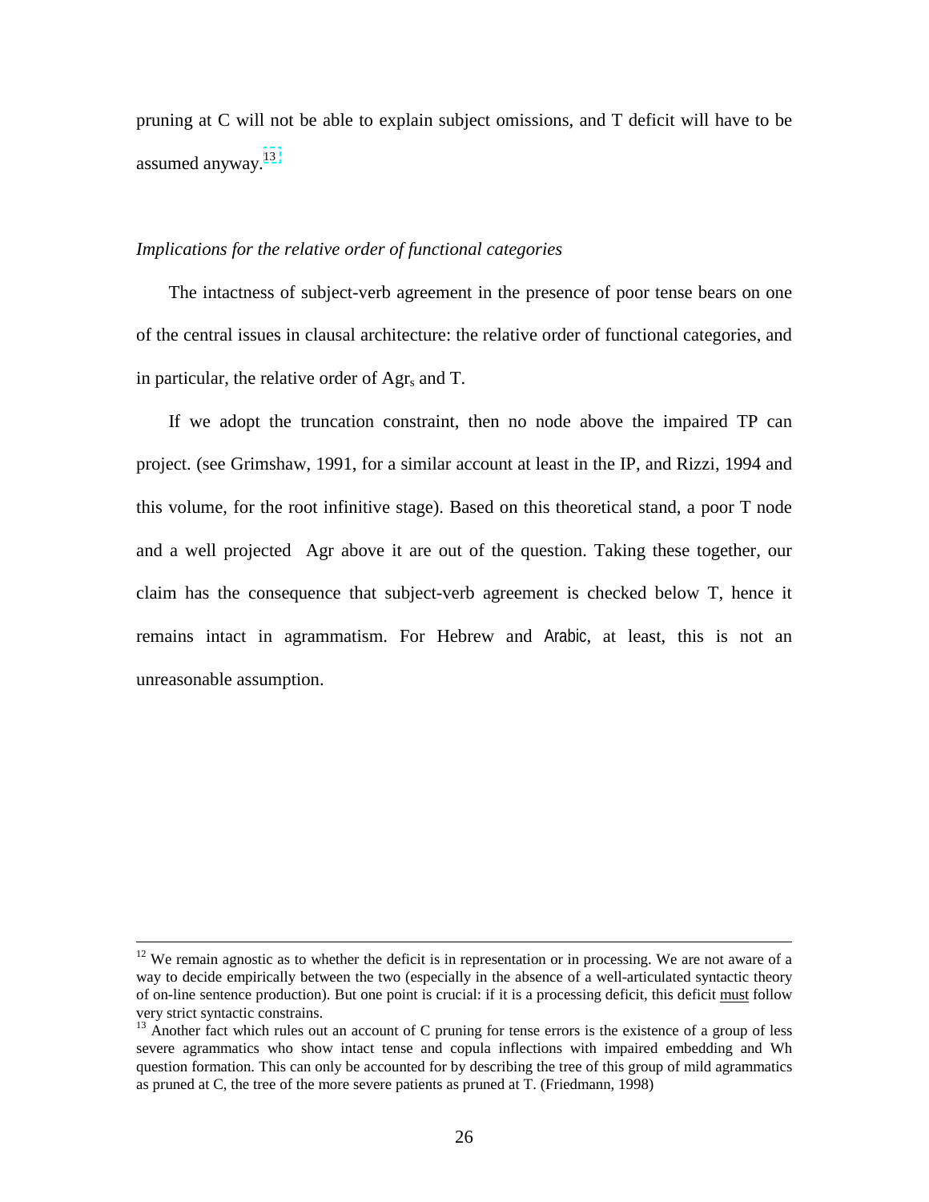pruning at C will not be able to explain subject omissions, and T deficit will have to be assumed anyway.[13]

*Implications for the relative order of functional categories*

The intactness of subject-verb agreement in the presence of poor tense bears on one of the central issues in clausal architecture: the relative order of functional categories, and in particular, the relative order of $Agr_s$ and T.

If we adopt the truncation constraint, then no node above the impaired TP can project. (see Grimshaw, 1991, for a similar account at least in the IP, and Rizzi, 1994 and this volume, for the root infinitive stage). Based on this theoretical stand, a poor T node and a well projected Agr above it are out of the question. Taking these together, our claim has the consequence that subject-verb agreement is checked below T, hence it remains intact in agrammatism. For Hebrew and Arabic, at least, this is not an unreasonable assumption.

---

[12] We remain agnostic as to whether the deficit is in representation or in processing. We are not aware of a way to decide empirically between the two (especially in the absence of a well-articulated syntactic theory of on-line sentence production). But one point is crucial: if it is a processing deficit, this deficit must follow very strict syntactic constrains.

[13] Another fact which rules out an account of C pruning for tense errors is the existence of a group of less severe agrammatics who show intact tense and copula inflections with impaired embedding and Wh question formation. This can only be accounted for by describing the tree of this group of mild agrammatics as pruned at C, the tree of the more severe patients as pruned at T. (Friedmann, 1998)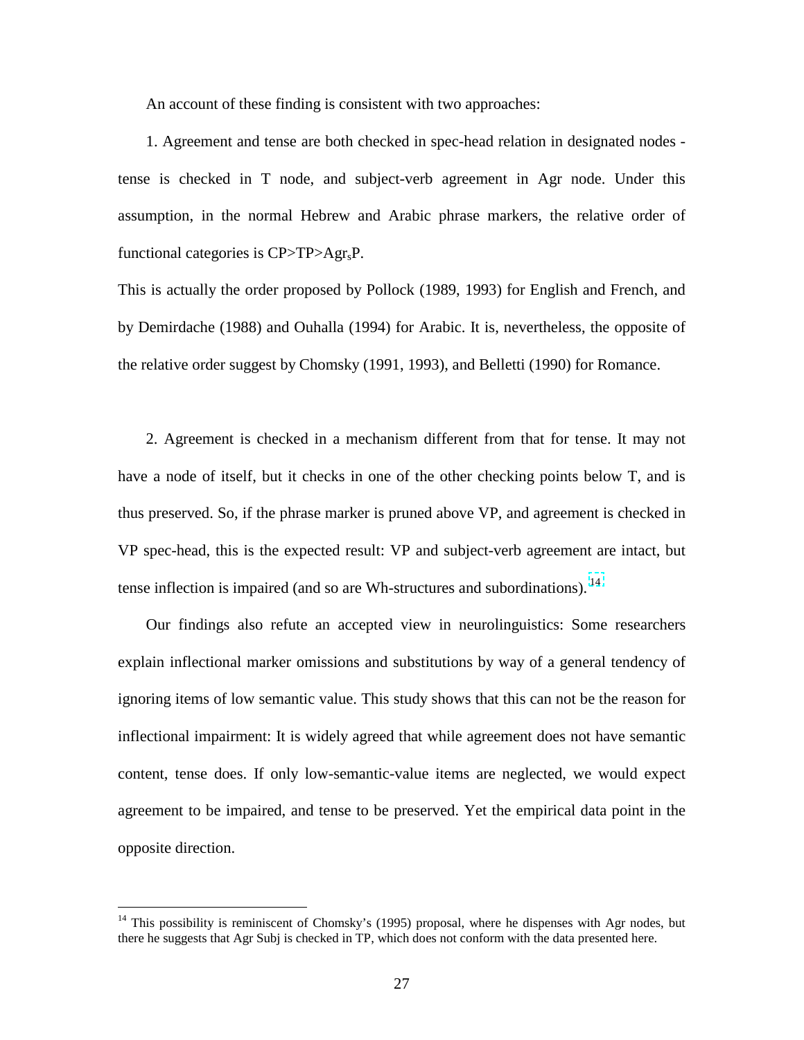An account of these finding is consistent with two approaches:

1. Agreement and tense are both checked in spec-head relation in designated nodes - tense is checked in T node, and subject-verb agreement in Agr node. Under this assumption, in the normal Hebrew and Arabic phrase markers, the relative order of functional categories is CP>TP>$Agr_s$P.

This is actually the order proposed by Pollock (1989, 1993) for English and French, and by Demirdache (1988) and Ouhalla (1994) for Arabic. It is, nevertheless, the opposite of the relative order suggest by Chomsky (1991, 1993), and Belletti (1990) for Romance.

2. Agreement is checked in a mechanism different from that for tense. It may not have a node of itself, but it checks in one of the other checking points below T, and is thus preserved. So, if the phrase marker is pruned above VP, and agreement is checked in VP spec-head, this is the expected result: VP and subject-verb agreement are intact, but tense inflection is impaired (and so are Wh-structures and subordinations).[14]

Our findings also refute an accepted view in neurolinguistics: Some researchers explain inflectional marker omissions and substitutions by way of a general tendency of ignoring items of low semantic value. This study shows that this can not be the reason for inflectional impairment: It is widely agreed that while agreement does not have semantic content, tense does. If only low-semantic-value items are neglected, we would expect agreement to be impaired, and tense to be preserved. Yet the empirical data point in the opposite direction.

---

[14] This possibility is reminiscent of Chomsky's (1995) proposal, where he dispenses with Agr nodes, but there he suggests that Agr Subj is checked in TP, which does not conform with the data presented here.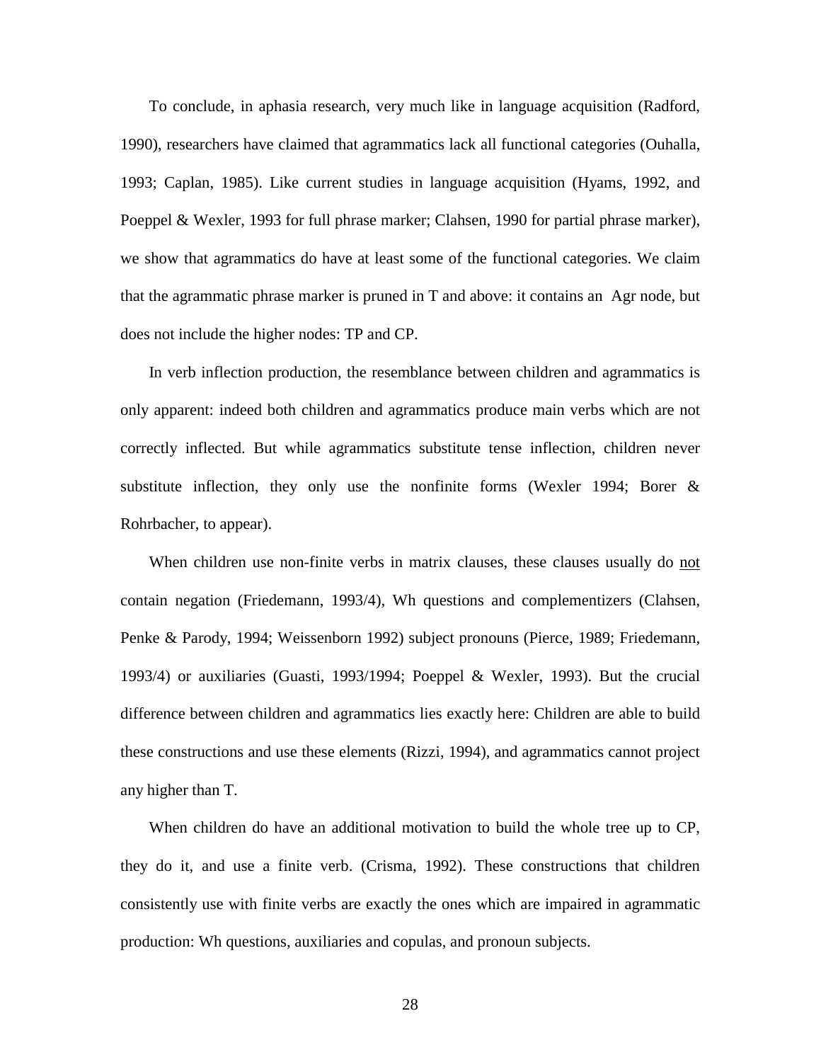To conclude, in aphasia research, very much like in language acquisition (Radford, 1990), researchers have claimed that agrammatics lack all functional categories (Ouhalla, 1993; Caplan, 1985). Like current studies in language acquisition (Hyams, 1992, and Poeppel & Wexler, 1993 for full phrase marker; Clahsen, 1990 for partial phrase marker), we show that agrammatics do have at least some of the functional categories. We claim that the agrammatic phrase marker is pruned in T and above: it contains an Agr node, but does not include the higher nodes: TP and CP.

In verb inflection production, the resemblance between children and agrammatics is only apparent: indeed both children and agrammatics produce main verbs which are not correctly inflected. But while agrammatics substitute tense inflection, children never substitute inflection, they only use the nonfinite forms (Wexler 1994; Borer & Rohrbacher, to appear).

When children use non-finite verbs in matrix clauses, these clauses usually do <u>not</u> contain negation (Friedemann, 1993/4), Wh questions and complementizers (Clahsen, Penke & Parody, 1994; Weissenborn 1992) subject pronouns (Pierce, 1989; Friedemann, 1993/4) or auxiliaries (Guasti, 1993/1994; Poeppel & Wexler, 1993). But the crucial difference between children and agrammatics lies exactly here: Children are able to build these constructions and use these elements (Rizzi, 1994), and agrammatics cannot project any higher than T.

When children do have an additional motivation to build the whole tree up to CP, they do it, and use a finite verb. (Crisma, 1992). These constructions that children consistently use with finite verbs are exactly the ones which are impaired in agrammatic production: Wh questions, auxiliaries and copulas, and pronoun subjects.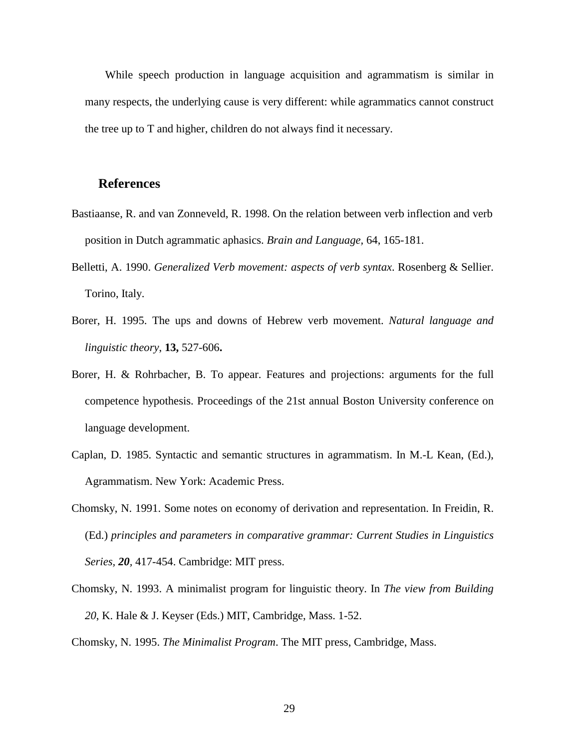While speech production in language acquisition and agrammatism is similar in many respects, the underlying cause is very different: while agrammatics cannot construct the tree up to T and higher, children do not always find it necessary.

## References

Bastiaanse, R. and van Zonneveld, R. 1998. On the relation between verb inflection and verb position in Dutch agrammatic aphasics. *Brain and Language*, 64, 165-181.

Belletti, A. 1990. *Generalized Verb movement: aspects of verb syntax*. Rosenberg & Sellier. Torino, Italy.

Borer, H. 1995. The ups and downs of Hebrew verb movement. *Natural language and linguistic theory*, **13,** 527-606**.**

Borer, H. & Rohrbacher, B. To appear. Features and projections: arguments for the full competence hypothesis. Proceedings of the 21st annual Boston University conference on language development.

Caplan, D. 1985. Syntactic and semantic structures in agrammatism. In M.-L Kean, (Ed.), Agrammatism. New York: Academic Press.

Chomsky, N. 1991. Some notes on economy of derivation and representation. In Freidin, R. (Ed.) *principles and parameters in comparative grammar: Current Studies in Linguistics Series*, ***20***, 417-454. Cambridge: MIT press.

Chomsky, N. 1993. A minimalist program for linguistic theory. In *The view from Building 20*, K. Hale & J. Keyser (Eds.) MIT, Cambridge, Mass. 1-52.

Chomsky, N. 1995. *The Minimalist Program*. The MIT press, Cambridge, Mass.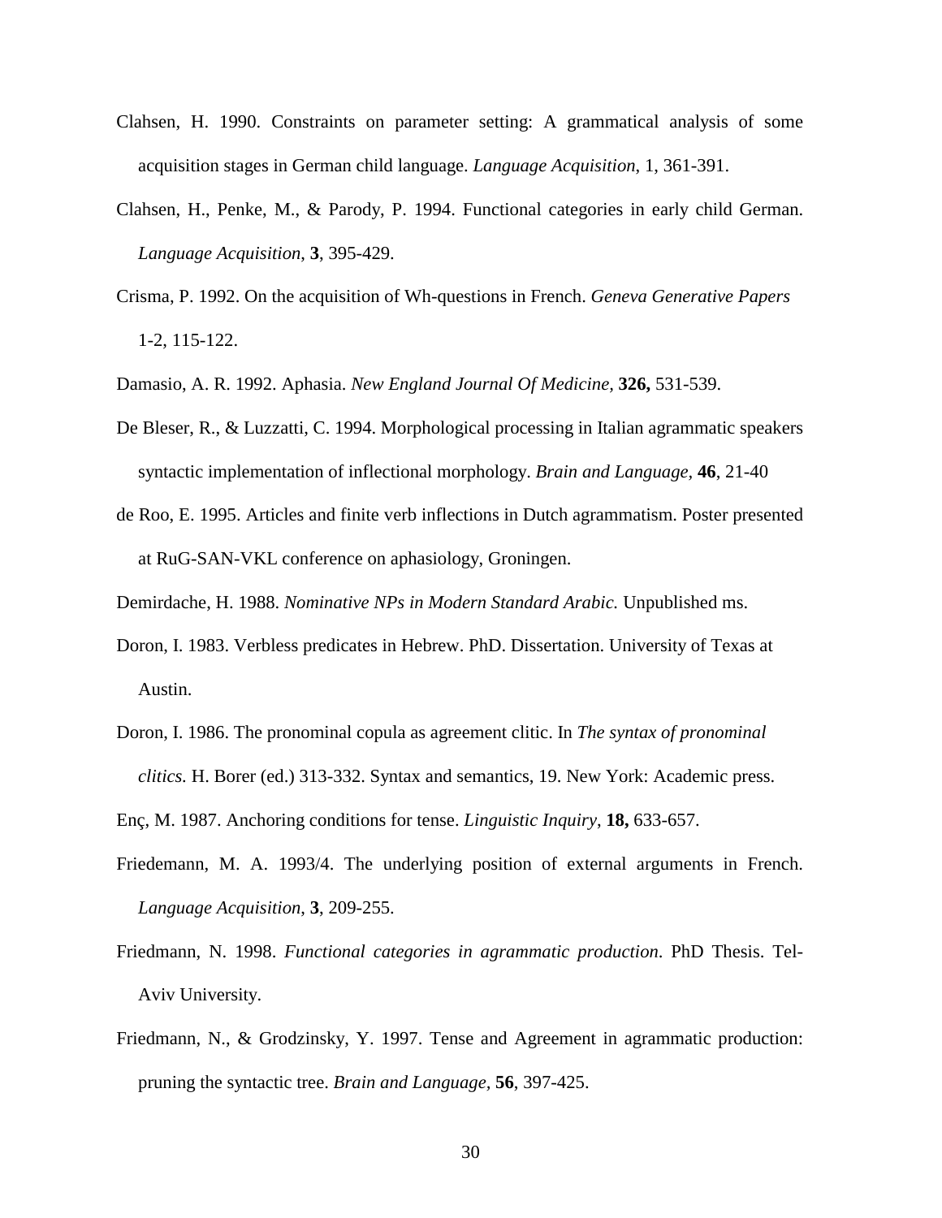Clahsen, H. 1990. Constraints on parameter setting: A grammatical analysis of some acquisition stages in German child language. *Language Acquisition*, 1, 361-391.

Clahsen, H., Penke, M., & Parody, P. 1994. Functional categories in early child German. *Language Acquisition*, **3**, 395-429.

Crisma, P. 1992. On the acquisition of Wh-questions in French. *Geneva Generative Papers* 1-2, 115-122.

Damasio, A. R. 1992. Aphasia. *New England Journal Of Medicine,* **326,** 531-539.

De Bleser, R., & Luzzatti, C. 1994. Morphological processing in Italian agrammatic speakers syntactic implementation of inflectional morphology. *Brain and Language,* **46**, 21-40

de Roo, E. 1995. Articles and finite verb inflections in Dutch agrammatism. Poster presented at RuG-SAN-VKL conference on aphasiology, Groningen.

Demirdache, H. 1988. *Nominative NPs in Modern Standard Arabic.* Unpublished ms.

Doron, I. 1983. Verbless predicates in Hebrew. PhD. Dissertation. University of Texas at Austin.

Doron, I. 1986. The pronominal copula as agreement clitic. In *The syntax of pronominal clitics.* H. Borer (ed.) 313-332. Syntax and semantics, 19. New York: Academic press.

Enç, M. 1987. Anchoring conditions for tense. *Linguistic Inquiry*, **18,** 633-657.

Friedemann, M. A. 1993/4. The underlying position of external arguments in French. *Language Acquisition*, **3**, 209-255.

Friedmann, N. 1998. *Functional categories in agrammatic production*. PhD Thesis. Tel-Aviv University.

Friedmann, N., & Grodzinsky, Y. 1997. Tense and Agreement in agrammatic production: pruning the syntactic tree. *Brain and Language,* **56**, 397-425.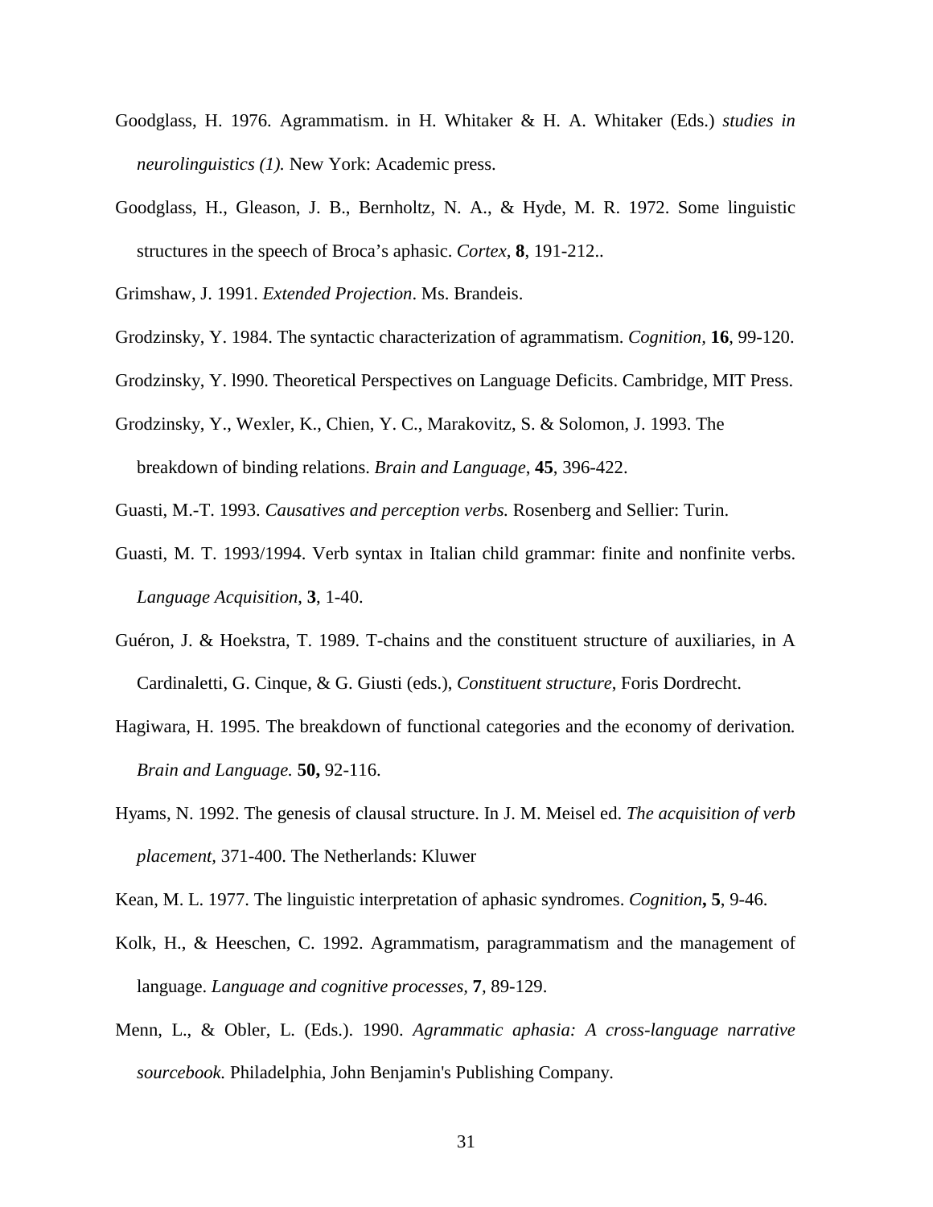Goodglass, H. 1976. Agrammatism. in H. Whitaker & H. A. Whitaker (Eds.) *studies in neurolinguistics (1).* New York: Academic press.

Goodglass, H., Gleason, J. B., Bernholtz, N. A., & Hyde, M. R. 1972. Some linguistic structures in the speech of Broca's aphasic. *Cortex*, **8**, 191-212..

Grimshaw, J. 1991. *Extended Projection*. Ms. Brandeis.

Grodzinsky, Y. 1984. The syntactic characterization of agrammatism. *Cognition,* **16**, 99-120.

Grodzinsky, Y. l990. Theoretical Perspectives on Language Deficits. Cambridge, MIT Press.

Grodzinsky, Y., Wexler, K., Chien, Y. C., Marakovitz, S. & Solomon, J. 1993. The breakdown of binding relations. *Brain and Language*, **45**, 396-422.

Guasti, M.-T. 1993. *Causatives and perception verbs.* Rosenberg and Sellier: Turin.

Guasti, M. T. 1993/1994. Verb syntax in Italian child grammar: finite and nonfinite verbs. *Language Acquisition*, **3**, 1-40.

Guéron, J. & Hoekstra, T. 1989. T-chains and the constituent structure of auxiliaries, in A Cardinaletti, G. Cinque, & G. Giusti (eds.), *Constituent structure*, Foris Dordrecht.

Hagiwara, H. 1995. The breakdown of functional categories and the economy of derivation*. Brain and Language.* **50,** 92-116.

Hyams, N. 1992. The genesis of clausal structure. In J. M. Meisel ed. *The acquisition of verb placement,* 371-400. The Netherlands: Kluwer

Kean, M. L. 1977. The linguistic interpretation of aphasic syndromes. *Cognition***,** **5**, 9-46.

Kolk, H., & Heeschen, C. 1992. Agrammatism, paragrammatism and the management of language. *Language and cognitive processes*, **7**, 89-129.

Menn, L., & Obler, L. (Eds.). 1990. *Agrammatic aphasia: A cross-language narrative sourcebook.* Philadelphia, John Benjamin's Publishing Company.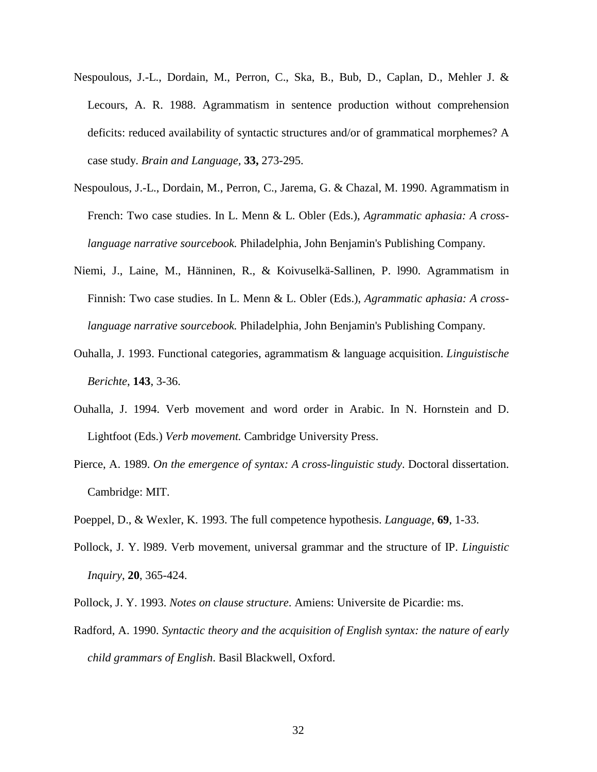Nespoulous, J.-L., Dordain, M., Perron, C., Ska, B., Bub, D., Caplan, D., Mehler J. & Lecours, A. R. 1988. Agrammatism in sentence production without comprehension deficits: reduced availability of syntactic structures and/or of grammatical morphemes? A case study. *Brain and Language,* **33,** 273-295.

Nespoulous, J.-L., Dordain, M., Perron, C., Jarema, G. & Chazal, M. 1990. Agrammatism in French: Two case studies. In L. Menn & L. Obler (Eds.), *Agrammatic aphasia: A cross-language narrative sourcebook.* Philadelphia, John Benjamin's Publishing Company.

Niemi, J., Laine, M., Hänninen, R., & Koivuselkä-Sallinen, P. l990. Agrammatism in Finnish: Two case studies. In L. Menn & L. Obler (Eds.), *Agrammatic aphasia: A cross-language narrative sourcebook.* Philadelphia, John Benjamin's Publishing Company.

Ouhalla, J. 1993. Functional categories, agrammatism & language acquisition. *Linguistische Berichte*, **143**, 3-36.

Ouhalla, J. 1994. Verb movement and word order in Arabic. In N. Hornstein and D. Lightfoot (Eds.) *Verb movement.* Cambridge University Press.

Pierce, A. 1989. *On the emergence of syntax: A cross-linguistic study*. Doctoral dissertation. Cambridge: MIT.

Poeppel, D., & Wexler, K. 1993. The full competence hypothesis. *Language*, **69**, 1-33.

Pollock, J. Y. l989. Verb movement, universal grammar and the structure of IP. *Linguistic Inquiry*, **20**, 365-424.

Pollock, J. Y. 1993. *Notes on clause structure*. Amiens: Universite de Picardie: ms.

Radford, A. 1990. *Syntactic theory and the acquisition of English syntax: the nature of early child grammars of English*. Basil Blackwell, Oxford.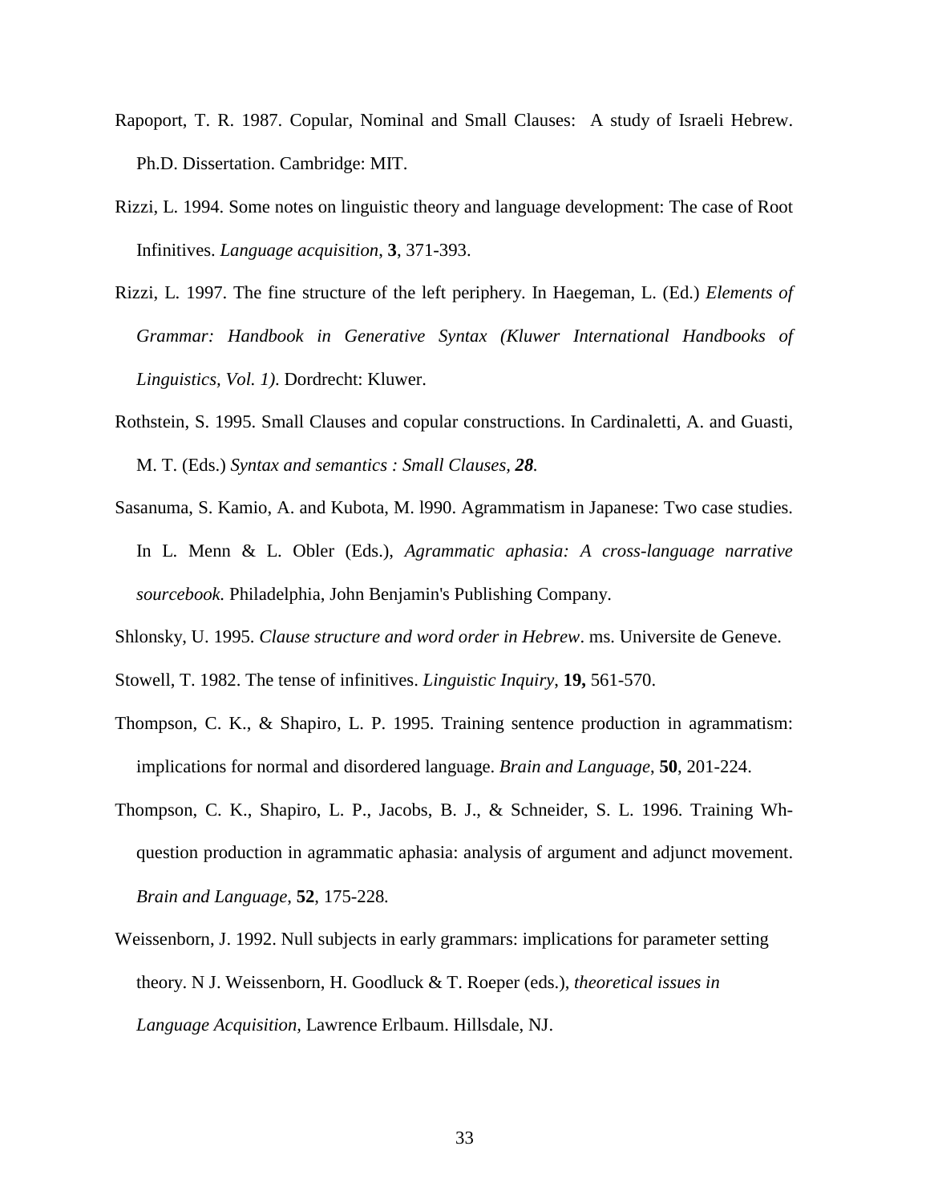Rapoport, T. R. 1987. Copular, Nominal and Small Clauses: A study of Israeli Hebrew. Ph.D. Dissertation. Cambridge: MIT.

Rizzi, L. 1994. Some notes on linguistic theory and language development: The case of Root Infinitives. *Language acquisition*, **3**, 371-393.

Rizzi, L. 1997. The fine structure of the left periphery. In Haegeman, L. (Ed.) *Elements of Grammar: Handbook in Generative Syntax (Kluwer International Handbooks of Linguistics, Vol. 1)*. Dordrecht: Kluwer.

Rothstein, S. 1995. Small Clauses and copular constructions. In Cardinaletti, A. and Guasti, M. T. (Eds.) *Syntax and semantics : Small Clauses*, ***28***.

Sasanuma, S. Kamio, A. and Kubota, M. l990. Agrammatism in Japanese: Two case studies. In L. Menn & L. Obler (Eds.), *Agrammatic aphasia: A cross-language narrative sourcebook.* Philadelphia, John Benjamin's Publishing Company.

Shlonsky, U. 1995. *Clause structure and word order in Hebrew*. ms. Universite de Geneve.

Stowell, T. 1982. The tense of infinitives. *Linguistic Inquiry*, **19,** 561-570.

Thompson, C. K., & Shapiro, L. P. 1995. Training sentence production in agrammatism: implications for normal and disordered language. *Brain and Language*, **50**, 201-224.

Thompson, C. K., Shapiro, L. P., Jacobs, B. J., & Schneider, S. L. 1996. Training Wh-question production in agrammatic aphasia: analysis of argument and adjunct movement. *Brain and Language*, **52**, 175-228.

Weissenborn, J. 1992. Null subjects in early grammars: implications for parameter setting theory. N J. Weissenborn, H. Goodluck & T. Roeper (eds.), *theoretical issues in Language Acquisition*, Lawrence Erlbaum. Hillsdale, NJ.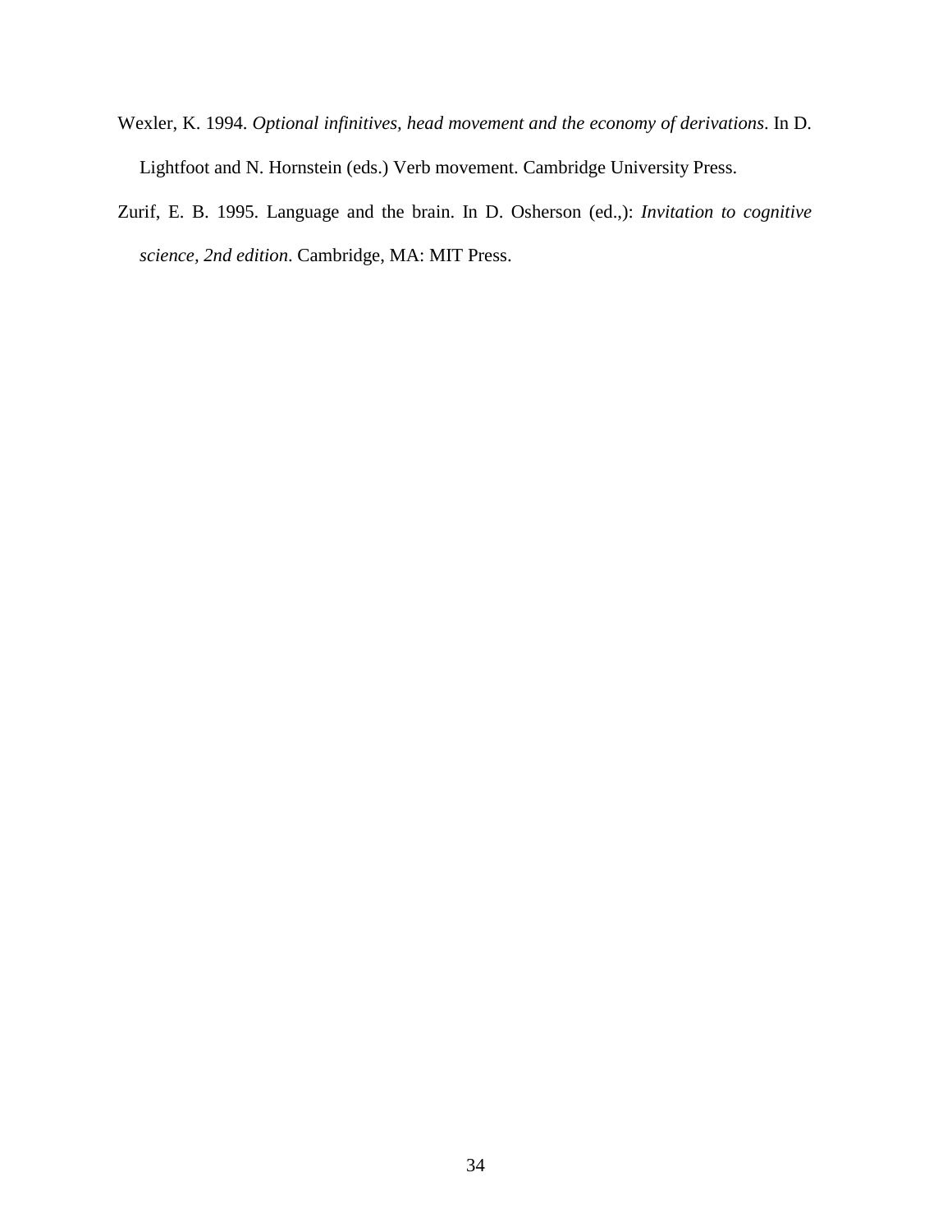Wexler, K. 1994. *Optional infinitives, head movement and the economy of derivations*. In D. Lightfoot and N. Hornstein (eds.) Verb movement. Cambridge University Press.

Zurif, E. B. 1995. Language and the brain. In D. Osherson (ed.,): *Invitation to cognitive science, 2nd edition*. Cambridge, MA: MIT Press.